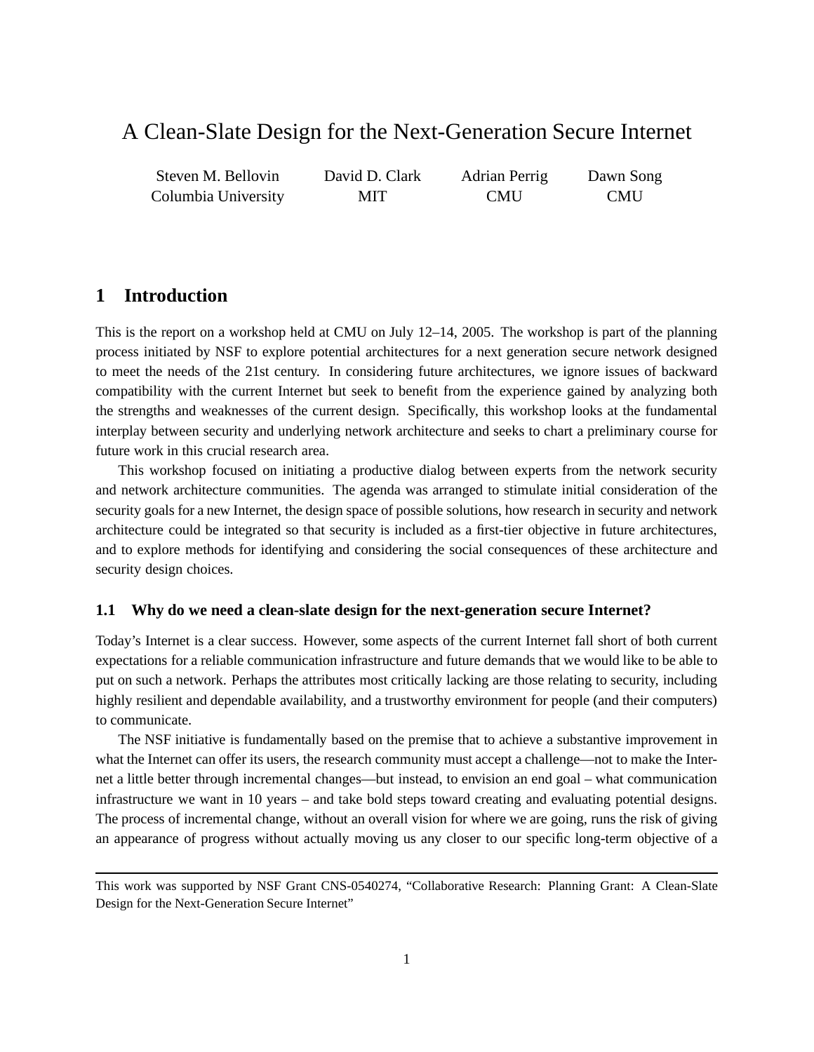# A Clean-Slate Design for the Next-Generation Secure Internet

Steven M. Bellovin — Columbia University
David D. Clark — MIT
Adrian Perrig — CMU
Dawn Song — CMU

## 1 Introduction

This is the report on a workshop held at CMU on July 12–14, 2005. The workshop is part of the planning process initiated by NSF to explore potential architectures for a next generation secure network designed to meet the needs of the 21st century. In considering future architectures, we ignore issues of backward compatibility with the current Internet but seek to benefit from the experience gained by analyzing both the strengths and weaknesses of the current design. Specifically, this workshop looks at the fundamental interplay between security and underlying network architecture and seeks to chart a preliminary course for future work in this crucial research area.

This workshop focused on initiating a productive dialog between experts from the network security and network architecture communities. The agenda was arranged to stimulate initial consideration of the security goals for a new Internet, the design space of possible solutions, how research in security and network architecture could be integrated so that security is included as a first-tier objective in future architectures, and to explore methods for identifying and considering the social consequences of these architecture and security design choices.

### 1.1 Why do we need a clean-slate design for the next-generation secure Internet?

Today's Internet is a clear success. However, some aspects of the current Internet fall short of both current expectations for a reliable communication infrastructure and future demands that we would like to be able to put on such a network. Perhaps the attributes most critically lacking are those relating to security, including highly resilient and dependable availability, and a trustworthy environment for people (and their computers) to communicate.

The NSF initiative is fundamentally based on the premise that to achieve a substantive improvement in what the Internet can offer its users, the research community must accept a challenge—not to make the Internet a little better through incremental changes—but instead, to envision an end goal – what communication infrastructure we want in 10 years – and take bold steps toward creating and evaluating potential designs. The process of incremental change, without an overall vision for where we are going, runs the risk of giving an appearance of progress without actually moving us any closer to our specific long-term objective of a

---

This work was supported by NSF Grant CNS-0540274, "Collaborative Research: Planning Grant: A Clean-Slate Design for the Next-Generation Secure Internet"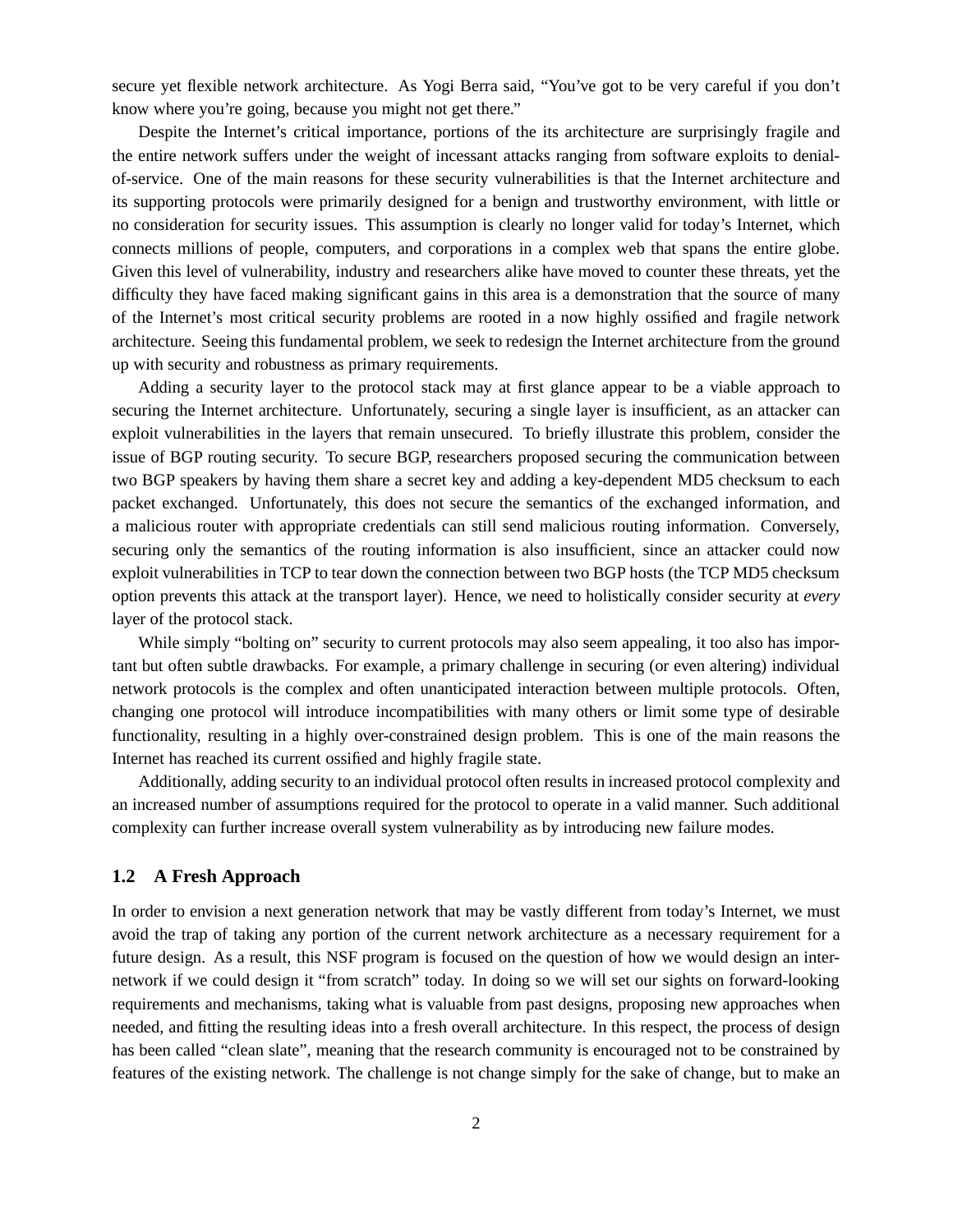secure yet flexible network architecture. As Yogi Berra said, "You've got to be very careful if you don't know where you're going, because you might not get there."

Despite the Internet's critical importance, portions of the its architecture are surprisingly fragile and the entire network suffers under the weight of incessant attacks ranging from software exploits to denial-of-service. One of the main reasons for these security vulnerabilities is that the Internet architecture and its supporting protocols were primarily designed for a benign and trustworthy environment, with little or no consideration for security issues. This assumption is clearly no longer valid for today's Internet, which connects millions of people, computers, and corporations in a complex web that spans the entire globe. Given this level of vulnerability, industry and researchers alike have moved to counter these threats, yet the difficulty they have faced making significant gains in this area is a demonstration that the source of many of the Internet's most critical security problems are rooted in a now highly ossified and fragile network architecture. Seeing this fundamental problem, we seek to redesign the Internet architecture from the ground up with security and robustness as primary requirements.

Adding a security layer to the protocol stack may at first glance appear to be a viable approach to securing the Internet architecture. Unfortunately, securing a single layer is insufficient, as an attacker can exploit vulnerabilities in the layers that remain unsecured. To briefly illustrate this problem, consider the issue of BGP routing security. To secure BGP, researchers proposed securing the communication between two BGP speakers by having them share a secret key and adding a key-dependent MD5 checksum to each packet exchanged. Unfortunately, this does not secure the semantics of the exchanged information, and a malicious router with appropriate credentials can still send malicious routing information. Conversely, securing only the semantics of the routing information is also insufficient, since an attacker could now exploit vulnerabilities in TCP to tear down the connection between two BGP hosts (the TCP MD5 checksum option prevents this attack at the transport layer). Hence, we need to holistically consider security at *every* layer of the protocol stack.

While simply "bolting on" security to current protocols may also seem appealing, it too also has important but often subtle drawbacks. For example, a primary challenge in securing (or even altering) individual network protocols is the complex and often unanticipated interaction between multiple protocols. Often, changing one protocol will introduce incompatibilities with many others or limit some type of desirable functionality, resulting in a highly over-constrained design problem. This is one of the main reasons the Internet has reached its current ossified and highly fragile state.

Additionally, adding security to an individual protocol often results in increased protocol complexity and an increased number of assumptions required for the protocol to operate in a valid manner. Such additional complexity can further increase overall system vulnerability as by introducing new failure modes.

### 1.2 A Fresh Approach

In order to envision a next generation network that may be vastly different from today's Internet, we must avoid the trap of taking any portion of the current network architecture as a necessary requirement for a future design. As a result, this NSF program is focused on the question of how we would design an internetwork if we could design it "from scratch" today. In doing so we will set our sights on forward-looking requirements and mechanisms, taking what is valuable from past designs, proposing new approaches when needed, and fitting the resulting ideas into a fresh overall architecture. In this respect, the process of design has been called "clean slate", meaning that the research community is encouraged not to be constrained by features of the existing network. The challenge is not change simply for the sake of change, but to make an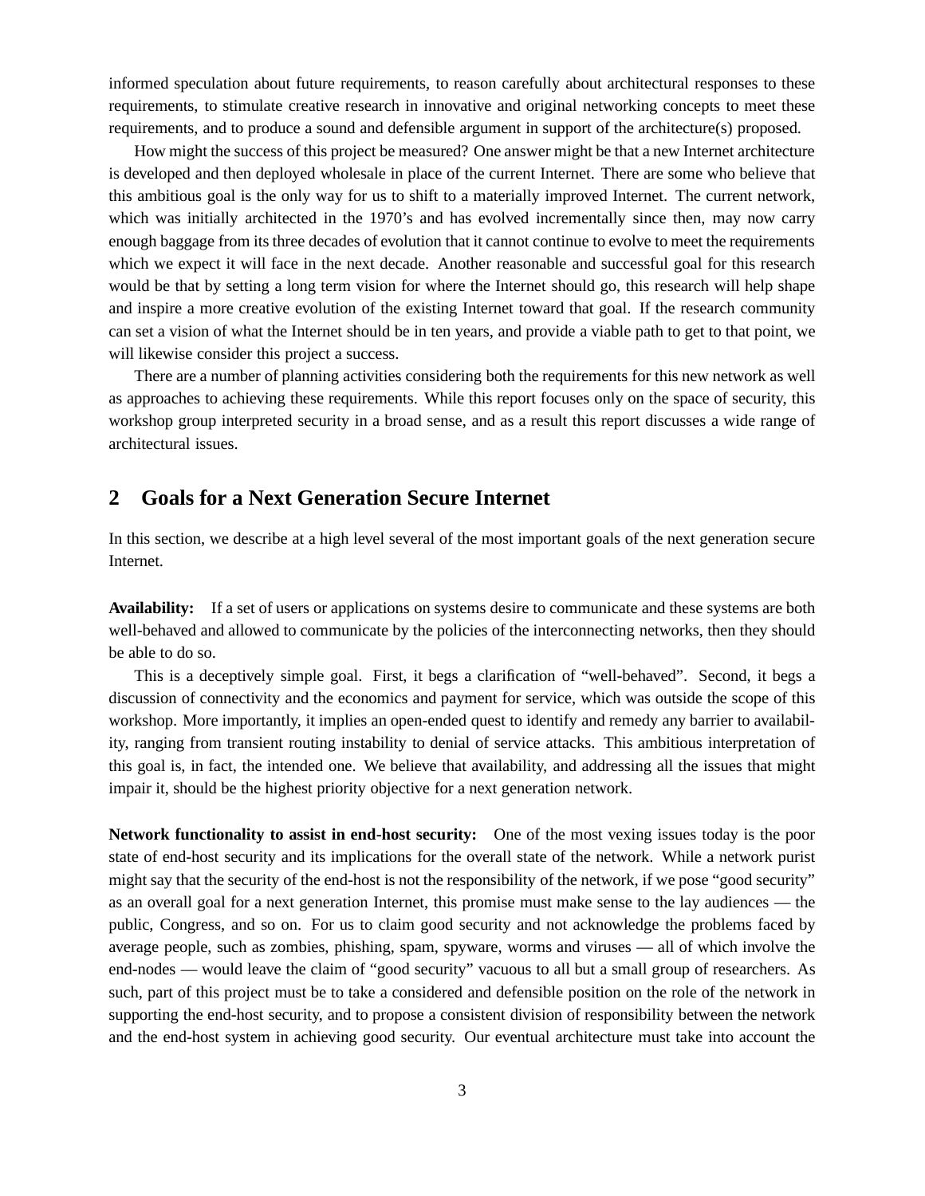informed speculation about future requirements, to reason carefully about architectural responses to these requirements, to stimulate creative research in innovative and original networking concepts to meet these requirements, and to produce a sound and defensible argument in support of the architecture(s) proposed.

How might the success of this project be measured? One answer might be that a new Internet architecture is developed and then deployed wholesale in place of the current Internet. There are some who believe that this ambitious goal is the only way for us to shift to a materially improved Internet. The current network, which was initially architected in the 1970's and has evolved incrementally since then, may now carry enough baggage from its three decades of evolution that it cannot continue to evolve to meet the requirements which we expect it will face in the next decade. Another reasonable and successful goal for this research would be that by setting a long term vision for where the Internet should go, this research will help shape and inspire a more creative evolution of the existing Internet toward that goal. If the research community can set a vision of what the Internet should be in ten years, and provide a viable path to get to that point, we will likewise consider this project a success.

There are a number of planning activities considering both the requirements for this new network as well as approaches to achieving these requirements. While this report focuses only on the space of security, this workshop group interpreted security in a broad sense, and as a result this report discusses a wide range of architectural issues.

## 2 Goals for a Next Generation Secure Internet

In this section, we describe at a high level several of the most important goals of the next generation secure Internet.

**Availability:** If a set of users or applications on systems desire to communicate and these systems are both well-behaved and allowed to communicate by the policies of the interconnecting networks, then they should be able to do so.

This is a deceptively simple goal. First, it begs a clarification of "well-behaved". Second, it begs a discussion of connectivity and the economics and payment for service, which was outside the scope of this workshop. More importantly, it implies an open-ended quest to identify and remedy any barrier to availability, ranging from transient routing instability to denial of service attacks. This ambitious interpretation of this goal is, in fact, the intended one. We believe that availability, and addressing all the issues that might impair it, should be the highest priority objective for a next generation network.

**Network functionality to assist in end-host security:** One of the most vexing issues today is the poor state of end-host security and its implications for the overall state of the network. While a network purist might say that the security of the end-host is not the responsibility of the network, if we pose "good security" as an overall goal for a next generation Internet, this promise must make sense to the lay audiences — the public, Congress, and so on. For us to claim good security and not acknowledge the problems faced by average people, such as zombies, phishing, spam, spyware, worms and viruses — all of which involve the end-nodes — would leave the claim of "good security" vacuous to all but a small group of researchers. As such, part of this project must be to take a considered and defensible position on the role of the network in supporting the end-host security, and to propose a consistent division of responsibility between the network and the end-host system in achieving good security. Our eventual architecture must take into account the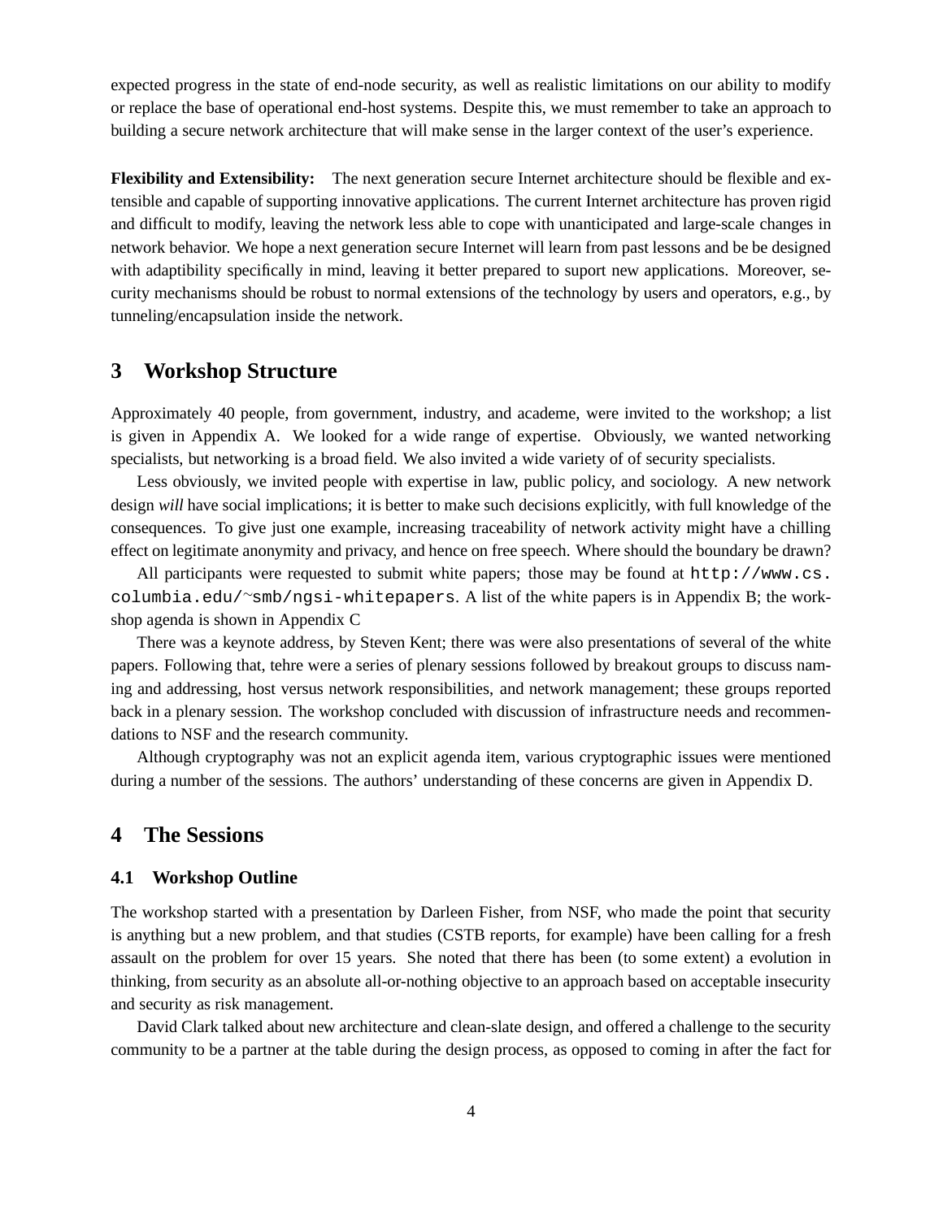expected progress in the state of end-node security, as well as realistic limitations on our ability to modify or replace the base of operational end-host systems. Despite this, we must remember to take an approach to building a secure network architecture that will make sense in the larger context of the user's experience.

**Flexibility and Extensibility:** The next generation secure Internet architecture should be flexible and extensible and capable of supporting innovative applications. The current Internet architecture has proven rigid and difficult to modify, leaving the network less able to cope with unanticipated and large-scale changes in network behavior. We hope a next generation secure Internet will learn from past lessons and be be designed with adaptibility specifically in mind, leaving it better prepared to suport new applications. Moreover, security mechanisms should be robust to normal extensions of the technology by users and operators, e.g., by tunneling/encapsulation inside the network.

## 3 Workshop Structure

Approximately 40 people, from government, industry, and academe, were invited to the workshop; a list is given in Appendix A. We looked for a wide range of expertise. Obviously, we wanted networking specialists, but networking is a broad field. We also invited a wide variety of of security specialists.

Less obviously, we invited people with expertise in law, public policy, and sociology. A new network design *will* have social implications; it is better to make such decisions explicitly, with full knowledge of the consequences. To give just one example, increasing traceability of network activity might have a chilling effect on legitimate anonymity and privacy, and hence on free speech. Where should the boundary be drawn?

All participants were requested to submit white papers; those may be found at `http://www.cs.columbia.edu/~smb/ngsi-whitepapers`. A list of the white papers is in Appendix B; the workshop agenda is shown in Appendix C

There was a keynote address, by Steven Kent; there was were also presentations of several of the white papers. Following that, tehre were a series of plenary sessions followed by breakout groups to discuss naming and addressing, host versus network responsibilities, and network management; these groups reported back in a plenary session. The workshop concluded with discussion of infrastructure needs and recommendations to NSF and the research community.

Although cryptography was not an explicit agenda item, various cryptographic issues were mentioned during a number of the sessions. The authors' understanding of these concerns are given in Appendix D.

## 4 The Sessions

### 4.1 Workshop Outline

The workshop started with a presentation by Darleen Fisher, from NSF, who made the point that security is anything but a new problem, and that studies (CSTB reports, for example) have been calling for a fresh assault on the problem for over 15 years. She noted that there has been (to some extent) a evolution in thinking, from security as an absolute all-or-nothing objective to an approach based on acceptable insecurity and security as risk management.

David Clark talked about new architecture and clean-slate design, and offered a challenge to the security community to be a partner at the table during the design process, as opposed to coming in after the fact for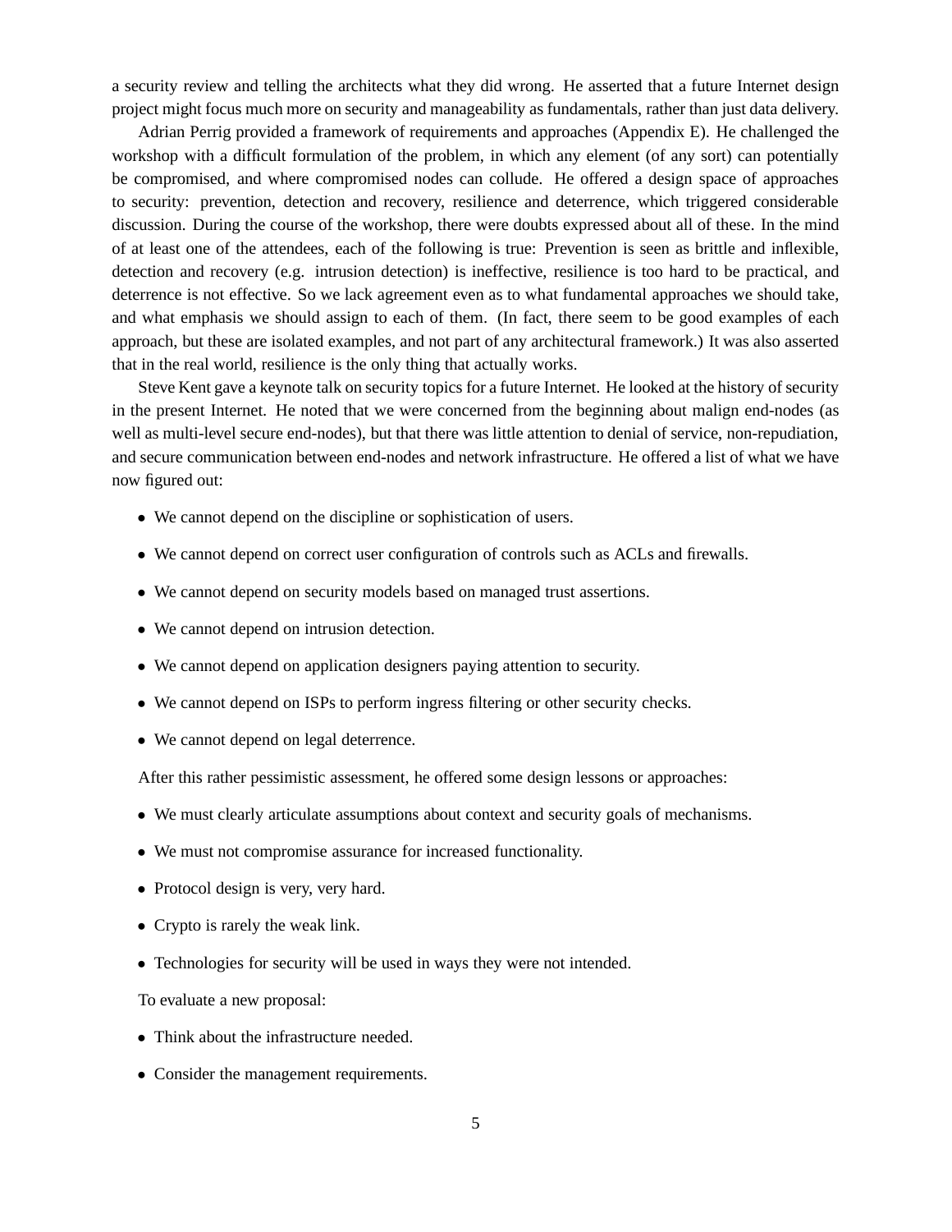a security review and telling the architects what they did wrong. He asserted that a future Internet design project might focus much more on security and manageability as fundamentals, rather than just data delivery.

Adrian Perrig provided a framework of requirements and approaches (Appendix E). He challenged the workshop with a difficult formulation of the problem, in which any element (of any sort) can potentially be compromised, and where compromised nodes can collude. He offered a design space of approaches to security: prevention, detection and recovery, resilience and deterrence, which triggered considerable discussion. During the course of the workshop, there were doubts expressed about all of these. In the mind of at least one of the attendees, each of the following is true: Prevention is seen as brittle and inflexible, detection and recovery (e.g. intrusion detection) is ineffective, resilience is too hard to be practical, and deterrence is not effective. So we lack agreement even as to what fundamental approaches we should take, and what emphasis we should assign to each of them. (In fact, there seem to be good examples of each approach, but these are isolated examples, and not part of any architectural framework.) It was also asserted that in the real world, resilience is the only thing that actually works.

Steve Kent gave a keynote talk on security topics for a future Internet. He looked at the history of security in the present Internet. He noted that we were concerned from the beginning about malign end-nodes (as well as multi-level secure end-nodes), but that there was little attention to denial of service, non-repudiation, and secure communication between end-nodes and network infrastructure. He offered a list of what we have now figured out:

- We cannot depend on the discipline or sophistication of users.
- We cannot depend on correct user configuration of controls such as ACLs and firewalls.
- We cannot depend on security models based on managed trust assertions.
- We cannot depend on intrusion detection.
- We cannot depend on application designers paying attention to security.
- We cannot depend on ISPs to perform ingress filtering or other security checks.
- We cannot depend on legal deterrence.

After this rather pessimistic assessment, he offered some design lessons or approaches:

- We must clearly articulate assumptions about context and security goals of mechanisms.
- We must not compromise assurance for increased functionality.
- Protocol design is very, very hard.
- Crypto is rarely the weak link.
- Technologies for security will be used in ways they were not intended.

To evaluate a new proposal:

- Think about the infrastructure needed.
- Consider the management requirements.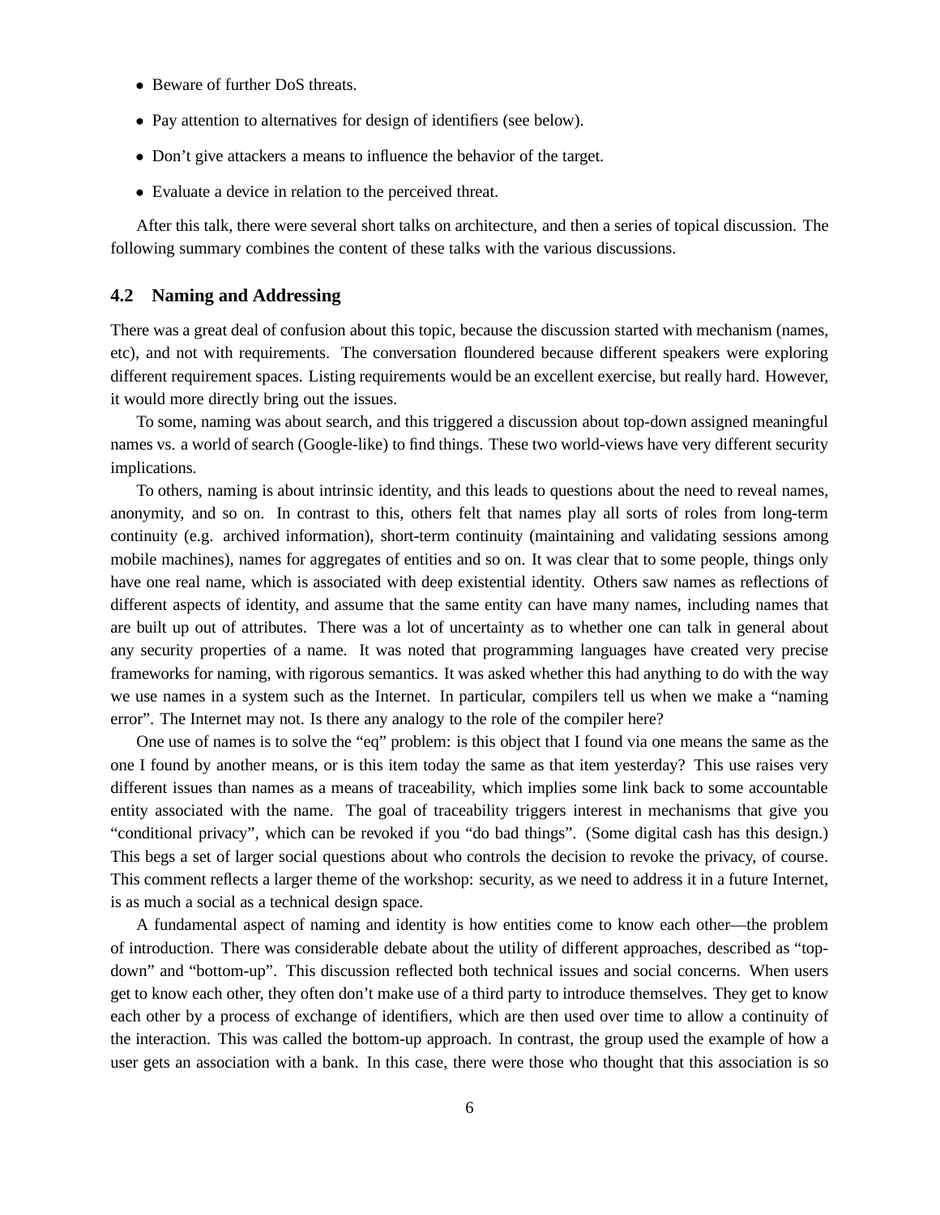- Beware of further DoS threats.
- Pay attention to alternatives for design of identifiers (see below).
- Don't give attackers a means to influence the behavior of the target.
- Evaluate a device in relation to the perceived threat.

After this talk, there were several short talks on architecture, and then a series of topical discussion. The following summary combines the content of these talks with the various discussions.

### 4.2 Naming and Addressing

There was a great deal of confusion about this topic, because the discussion started with mechanism (names, etc), and not with requirements. The conversation floundered because different speakers were exploring different requirement spaces. Listing requirements would be an excellent exercise, but really hard. However, it would more directly bring out the issues.

To some, naming was about search, and this triggered a discussion about top-down assigned meaningful names vs. a world of search (Google-like) to find things. These two world-views have very different security implications.

To others, naming is about intrinsic identity, and this leads to questions about the need to reveal names, anonymity, and so on. In contrast to this, others felt that names play all sorts of roles from long-term continuity (e.g. archived information), short-term continuity (maintaining and validating sessions among mobile machines), names for aggregates of entities and so on. It was clear that to some people, things only have one real name, which is associated with deep existential identity. Others saw names as reflections of different aspects of identity, and assume that the same entity can have many names, including names that are built up out of attributes. There was a lot of uncertainty as to whether one can talk in general about any security properties of a name. It was noted that programming languages have created very precise frameworks for naming, with rigorous semantics. It was asked whether this had anything to do with the way we use names in a system such as the Internet. In particular, compilers tell us when we make a "naming error". The Internet may not. Is there any analogy to the role of the compiler here?

One use of names is to solve the "eq" problem: is this object that I found via one means the same as the one I found by another means, or is this item today the same as that item yesterday? This use raises very different issues than names as a means of traceability, which implies some link back to some accountable entity associated with the name. The goal of traceability triggers interest in mechanisms that give you "conditional privacy", which can be revoked if you "do bad things". (Some digital cash has this design.) This begs a set of larger social questions about who controls the decision to revoke the privacy, of course. This comment reflects a larger theme of the workshop: security, as we need to address it in a future Internet, is as much a social as a technical design space.

A fundamental aspect of naming and identity is how entities come to know each other—the problem of introduction. There was considerable debate about the utility of different approaches, described as "top-down" and "bottom-up". This discussion reflected both technical issues and social concerns. When users get to know each other, they often don't make use of a third party to introduce themselves. They get to know each other by a process of exchange of identifiers, which are then used over time to allow a continuity of the interaction. This was called the bottom-up approach. In contrast, the group used the example of how a user gets an association with a bank. In this case, there were those who thought that this association is so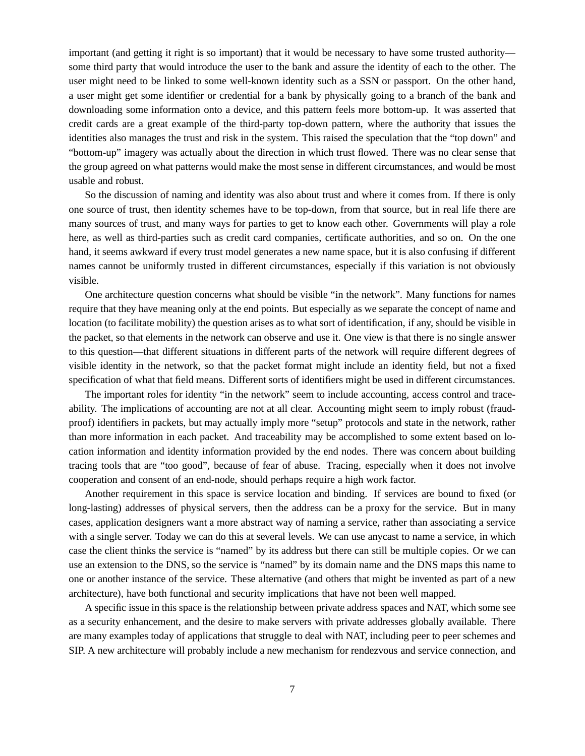important (and getting it right is so important) that it would be necessary to have some trusted authority—some third party that would introduce the user to the bank and assure the identity of each to the other. The user might need to be linked to some well-known identity such as a SSN or passport. On the other hand, a user might get some identifier or credential for a bank by physically going to a branch of the bank and downloading some information onto a device, and this pattern feels more bottom-up. It was asserted that credit cards are a great example of the third-party top-down pattern, where the authority that issues the identities also manages the trust and risk in the system. This raised the speculation that the "top down" and "bottom-up" imagery was actually about the direction in which trust flowed. There was no clear sense that the group agreed on what patterns would make the most sense in different circumstances, and would be most usable and robust.

So the discussion of naming and identity was also about trust and where it comes from. If there is only one source of trust, then identity schemes have to be top-down, from that source, but in real life there are many sources of trust, and many ways for parties to get to know each other. Governments will play a role here, as well as third-parties such as credit card companies, certificate authorities, and so on. On the one hand, it seems awkward if every trust model generates a new name space, but it is also confusing if different names cannot be uniformly trusted in different circumstances, especially if this variation is not obviously visible.

One architecture question concerns what should be visible "in the network". Many functions for names require that they have meaning only at the end points. But especially as we separate the concept of name and location (to facilitate mobility) the question arises as to what sort of identification, if any, should be visible in the packet, so that elements in the network can observe and use it. One view is that there is no single answer to this question—that different situations in different parts of the network will require different degrees of visible identity in the network, so that the packet format might include an identity field, but not a fixed specification of what that field means. Different sorts of identifiers might be used in different circumstances.

The important roles for identity "in the network" seem to include accounting, access control and traceability. The implications of accounting are not at all clear. Accounting might seem to imply robust (fraud-proof) identifiers in packets, but may actually imply more "setup" protocols and state in the network, rather than more information in each packet. And traceability may be accomplished to some extent based on location information and identity information provided by the end nodes. There was concern about building tracing tools that are "too good", because of fear of abuse. Tracing, especially when it does not involve cooperation and consent of an end-node, should perhaps require a high work factor.

Another requirement in this space is service location and binding. If services are bound to fixed (or long-lasting) addresses of physical servers, then the address can be a proxy for the service. But in many cases, application designers want a more abstract way of naming a service, rather than associating a service with a single server. Today we can do this at several levels. We can use anycast to name a service, in which case the client thinks the service is "named" by its address but there can still be multiple copies. Or we can use an extension to the DNS, so the service is "named" by its domain name and the DNS maps this name to one or another instance of the service. These alternative (and others that might be invented as part of a new architecture), have both functional and security implications that have not been well mapped.

A specific issue in this space is the relationship between private address spaces and NAT, which some see as a security enhancement, and the desire to make servers with private addresses globally available. There are many examples today of applications that struggle to deal with NAT, including peer to peer schemes and SIP. A new architecture will probably include a new mechanism for rendezvous and service connection, and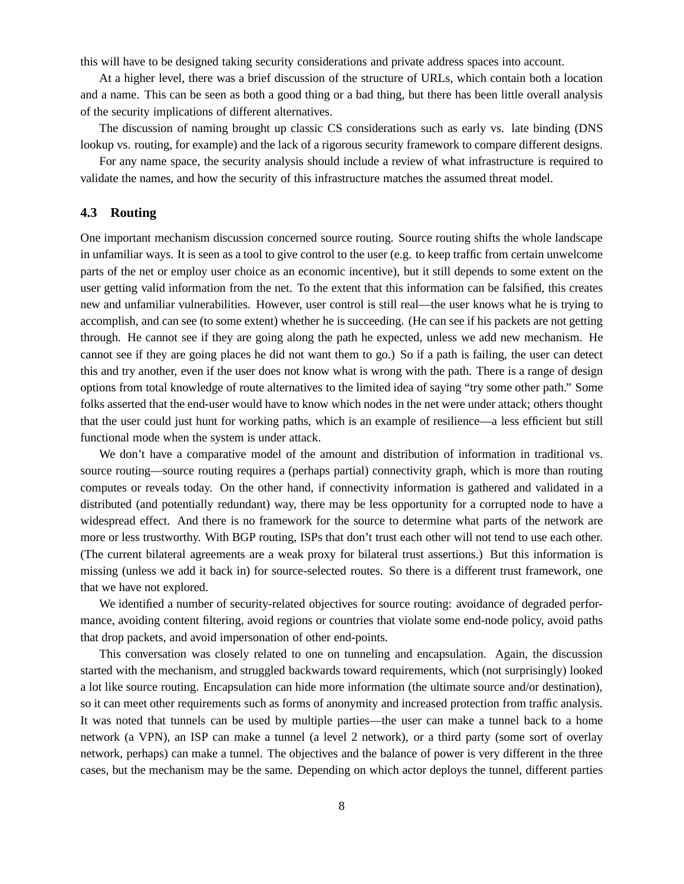this will have to be designed taking security considerations and private address spaces into account.

At a higher level, there was a brief discussion of the structure of URLs, which contain both a location and a name. This can be seen as both a good thing or a bad thing, but there has been little overall analysis of the security implications of different alternatives.

The discussion of naming brought up classic CS considerations such as early vs. late binding (DNS lookup vs. routing, for example) and the lack of a rigorous security framework to compare different designs.

For any name space, the security analysis should include a review of what infrastructure is required to validate the names, and how the security of this infrastructure matches the assumed threat model.

### 4.3 Routing

One important mechanism discussion concerned source routing. Source routing shifts the whole landscape in unfamiliar ways. It is seen as a tool to give control to the user (e.g. to keep traffic from certain unwelcome parts of the net or employ user choice as an economic incentive), but it still depends to some extent on the user getting valid information from the net. To the extent that this information can be falsified, this creates new and unfamiliar vulnerabilities. However, user control is still real—the user knows what he is trying to accomplish, and can see (to some extent) whether he is succeeding. (He can see if his packets are not getting through. He cannot see if they are going along the path he expected, unless we add new mechanism. He cannot see if they are going places he did not want them to go.) So if a path is failing, the user can detect this and try another, even if the user does not know what is wrong with the path. There is a range of design options from total knowledge of route alternatives to the limited idea of saying "try some other path." Some folks asserted that the end-user would have to know which nodes in the net were under attack; others thought that the user could just hunt for working paths, which is an example of resilience—a less efficient but still functional mode when the system is under attack.

We don't have a comparative model of the amount and distribution of information in traditional vs. source routing—source routing requires a (perhaps partial) connectivity graph, which is more than routing computes or reveals today. On the other hand, if connectivity information is gathered and validated in a distributed (and potentially redundant) way, there may be less opportunity for a corrupted node to have a widespread effect. And there is no framework for the source to determine what parts of the network are more or less trustworthy. With BGP routing, ISPs that don't trust each other will not tend to use each other. (The current bilateral agreements are a weak proxy for bilateral trust assertions.) But this information is missing (unless we add it back in) for source-selected routes. So there is a different trust framework, one that we have not explored.

We identified a number of security-related objectives for source routing: avoidance of degraded performance, avoiding content filtering, avoid regions or countries that violate some end-node policy, avoid paths that drop packets, and avoid impersonation of other end-points.

This conversation was closely related to one on tunneling and encapsulation. Again, the discussion started with the mechanism, and struggled backwards toward requirements, which (not surprisingly) looked a lot like source routing. Encapsulation can hide more information (the ultimate source and/or destination), so it can meet other requirements such as forms of anonymity and increased protection from traffic analysis. It was noted that tunnels can be used by multiple parties—the user can make a tunnel back to a home network (a VPN), an ISP can make a tunnel (a level 2 network), or a third party (some sort of overlay network, perhaps) can make a tunnel. The objectives and the balance of power is very different in the three cases, but the mechanism may be the same. Depending on which actor deploys the tunnel, different parties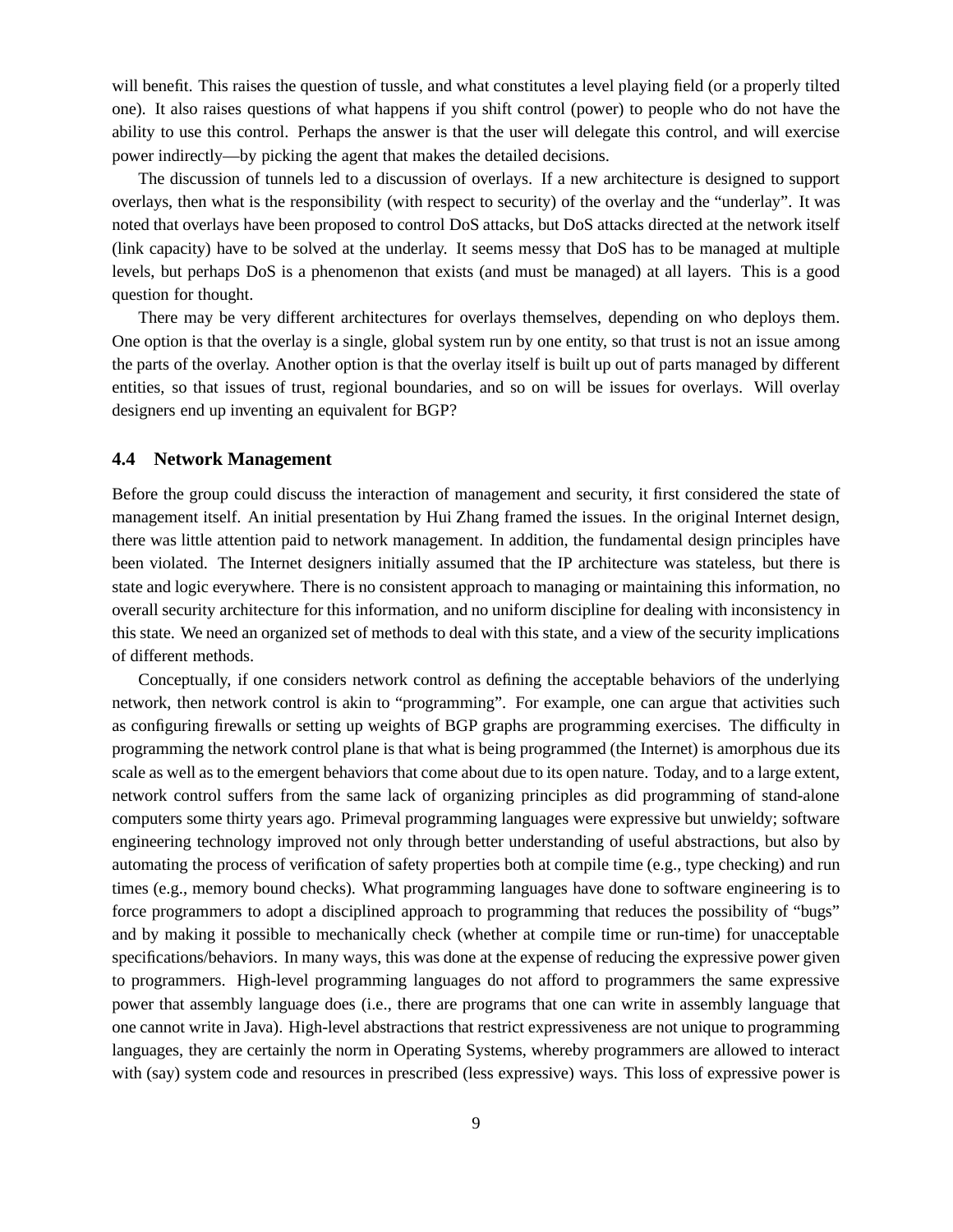will benefit. This raises the question of tussle, and what constitutes a level playing field (or a properly tilted one). It also raises questions of what happens if you shift control (power) to people who do not have the ability to use this control. Perhaps the answer is that the user will delegate this control, and will exercise power indirectly—by picking the agent that makes the detailed decisions.

The discussion of tunnels led to a discussion of overlays. If a new architecture is designed to support overlays, then what is the responsibility (with respect to security) of the overlay and the "underlay". It was noted that overlays have been proposed to control DoS attacks, but DoS attacks directed at the network itself (link capacity) have to be solved at the underlay. It seems messy that DoS has to be managed at multiple levels, but perhaps DoS is a phenomenon that exists (and must be managed) at all layers. This is a good question for thought.

There may be very different architectures for overlays themselves, depending on who deploys them. One option is that the overlay is a single, global system run by one entity, so that trust is not an issue among the parts of the overlay. Another option is that the overlay itself is built up out of parts managed by different entities, so that issues of trust, regional boundaries, and so on will be issues for overlays. Will overlay designers end up inventing an equivalent for BGP?

### 4.4 Network Management

Before the group could discuss the interaction of management and security, it first considered the state of management itself. An initial presentation by Hui Zhang framed the issues. In the original Internet design, there was little attention paid to network management. In addition, the fundamental design principles have been violated. The Internet designers initially assumed that the IP architecture was stateless, but there is state and logic everywhere. There is no consistent approach to managing or maintaining this information, no overall security architecture for this information, and no uniform discipline for dealing with inconsistency in this state. We need an organized set of methods to deal with this state, and a view of the security implications of different methods.

Conceptually, if one considers network control as defining the acceptable behaviors of the underlying network, then network control is akin to "programming". For example, one can argue that activities such as configuring firewalls or setting up weights of BGP graphs are programming exercises. The difficulty in programming the network control plane is that what is being programmed (the Internet) is amorphous due its scale as well as to the emergent behaviors that come about due to its open nature. Today, and to a large extent, network control suffers from the same lack of organizing principles as did programming of stand-alone computers some thirty years ago. Primeval programming languages were expressive but unwieldy; software engineering technology improved not only through better understanding of useful abstractions, but also by automating the process of verification of safety properties both at compile time (e.g., type checking) and run times (e.g., memory bound checks). What programming languages have done to software engineering is to force programmers to adopt a disciplined approach to programming that reduces the possibility of "bugs" and by making it possible to mechanically check (whether at compile time or run-time) for unacceptable specifications/behaviors. In many ways, this was done at the expense of reducing the expressive power given to programmers. High-level programming languages do not afford to programmers the same expressive power that assembly language does (i.e., there are programs that one can write in assembly language that one cannot write in Java). High-level abstractions that restrict expressiveness are not unique to programming languages, they are certainly the norm in Operating Systems, whereby programmers are allowed to interact with (say) system code and resources in prescribed (less expressive) ways. This loss of expressive power is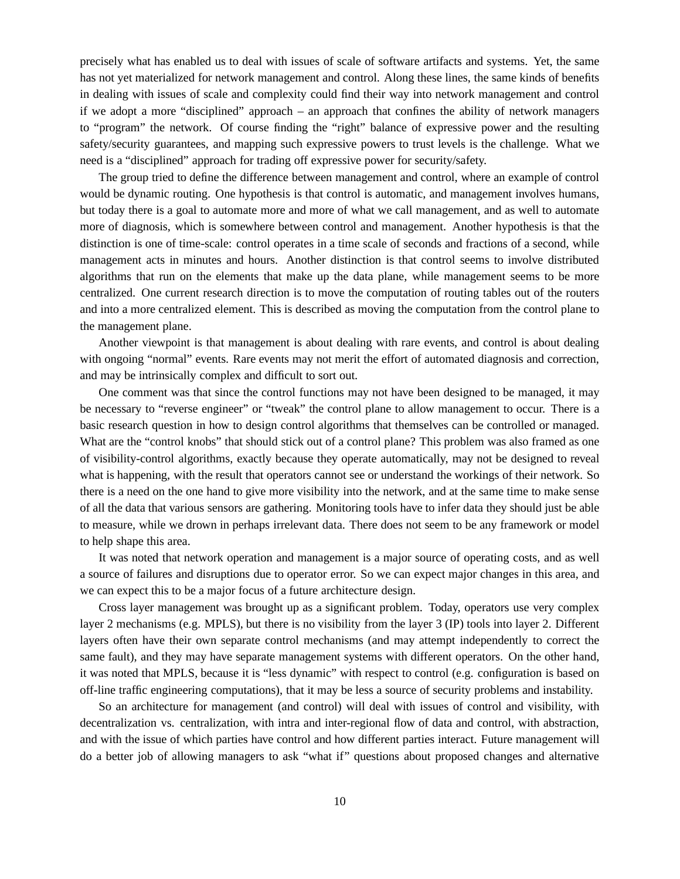precisely what has enabled us to deal with issues of scale of software artifacts and systems. Yet, the same has not yet materialized for network management and control. Along these lines, the same kinds of benefits in dealing with issues of scale and complexity could find their way into network management and control if we adopt a more "disciplined" approach – an approach that confines the ability of network managers to "program" the network. Of course finding the "right" balance of expressive power and the resulting safety/security guarantees, and mapping such expressive powers to trust levels is the challenge. What we need is a "disciplined" approach for trading off expressive power for security/safety.

The group tried to define the difference between management and control, where an example of control would be dynamic routing. One hypothesis is that control is automatic, and management involves humans, but today there is a goal to automate more and more of what we call management, and as well to automate more of diagnosis, which is somewhere between control and management. Another hypothesis is that the distinction is one of time-scale: control operates in a time scale of seconds and fractions of a second, while management acts in minutes and hours. Another distinction is that control seems to involve distributed algorithms that run on the elements that make up the data plane, while management seems to be more centralized. One current research direction is to move the computation of routing tables out of the routers and into a more centralized element. This is described as moving the computation from the control plane to the management plane.

Another viewpoint is that management is about dealing with rare events, and control is about dealing with ongoing "normal" events. Rare events may not merit the effort of automated diagnosis and correction, and may be intrinsically complex and difficult to sort out.

One comment was that since the control functions may not have been designed to be managed, it may be necessary to "reverse engineer" or "tweak" the control plane to allow management to occur. There is a basic research question in how to design control algorithms that themselves can be controlled or managed. What are the "control knobs" that should stick out of a control plane? This problem was also framed as one of visibility-control algorithms, exactly because they operate automatically, may not be designed to reveal what is happening, with the result that operators cannot see or understand the workings of their network. So there is a need on the one hand to give more visibility into the network, and at the same time to make sense of all the data that various sensors are gathering. Monitoring tools have to infer data they should just be able to measure, while we drown in perhaps irrelevant data. There does not seem to be any framework or model to help shape this area.

It was noted that network operation and management is a major source of operating costs, and as well a source of failures and disruptions due to operator error. So we can expect major changes in this area, and we can expect this to be a major focus of a future architecture design.

Cross layer management was brought up as a significant problem. Today, operators use very complex layer 2 mechanisms (e.g. MPLS), but there is no visibility from the layer 3 (IP) tools into layer 2. Different layers often have their own separate control mechanisms (and may attempt independently to correct the same fault), and they may have separate management systems with different operators. On the other hand, it was noted that MPLS, because it is "less dynamic" with respect to control (e.g. configuration is based on off-line traffic engineering computations), that it may be less a source of security problems and instability.

So an architecture for management (and control) will deal with issues of control and visibility, with decentralization vs. centralization, with intra and inter-regional flow of data and control, with abstraction, and with the issue of which parties have control and how different parties interact. Future management will do a better job of allowing managers to ask "what if" questions about proposed changes and alternative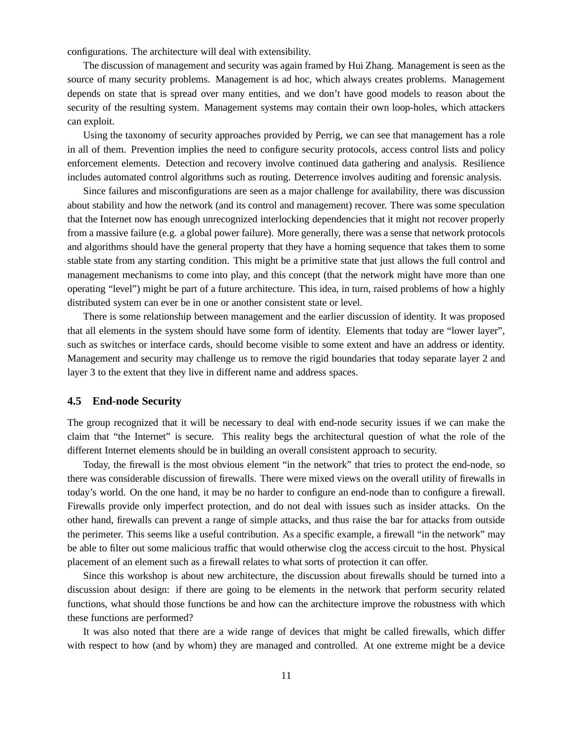configurations. The architecture will deal with extensibility.

The discussion of management and security was again framed by Hui Zhang. Management is seen as the source of many security problems. Management is ad hoc, which always creates problems. Management depends on state that is spread over many entities, and we don't have good models to reason about the security of the resulting system. Management systems may contain their own loop-holes, which attackers can exploit.

Using the taxonomy of security approaches provided by Perrig, we can see that management has a role in all of them. Prevention implies the need to configure security protocols, access control lists and policy enforcement elements. Detection and recovery involve continued data gathering and analysis. Resilience includes automated control algorithms such as routing. Deterrence involves auditing and forensic analysis.

Since failures and misconfigurations are seen as a major challenge for availability, there was discussion about stability and how the network (and its control and management) recover. There was some speculation that the Internet now has enough unrecognized interlocking dependencies that it might not recover properly from a massive failure (e.g. a global power failure). More generally, there was a sense that network protocols and algorithms should have the general property that they have a homing sequence that takes them to some stable state from any starting condition. This might be a primitive state that just allows the full control and management mechanisms to come into play, and this concept (that the network might have more than one operating "level") might be part of a future architecture. This idea, in turn, raised problems of how a highly distributed system can ever be in one or another consistent state or level.

There is some relationship between management and the earlier discussion of identity. It was proposed that all elements in the system should have some form of identity. Elements that today are "lower layer", such as switches or interface cards, should become visible to some extent and have an address or identity. Management and security may challenge us to remove the rigid boundaries that today separate layer 2 and layer 3 to the extent that they live in different name and address spaces.

### 4.5 End-node Security

The group recognized that it will be necessary to deal with end-node security issues if we can make the claim that "the Internet" is secure. This reality begs the architectural question of what the role of the different Internet elements should be in building an overall consistent approach to security.

Today, the firewall is the most obvious element "in the network" that tries to protect the end-node, so there was considerable discussion of firewalls. There were mixed views on the overall utility of firewalls in today's world. On the one hand, it may be no harder to configure an end-node than to configure a firewall. Firewalls provide only imperfect protection, and do not deal with issues such as insider attacks. On the other hand, firewalls can prevent a range of simple attacks, and thus raise the bar for attacks from outside the perimeter. This seems like a useful contribution. As a specific example, a firewall "in the network" may be able to filter out some malicious traffic that would otherwise clog the access circuit to the host. Physical placement of an element such as a firewall relates to what sorts of protection it can offer.

Since this workshop is about new architecture, the discussion about firewalls should be turned into a discussion about design: if there are going to be elements in the network that perform security related functions, what should those functions be and how can the architecture improve the robustness with which these functions are performed?

It was also noted that there are a wide range of devices that might be called firewalls, which differ with respect to how (and by whom) they are managed and controlled. At one extreme might be a device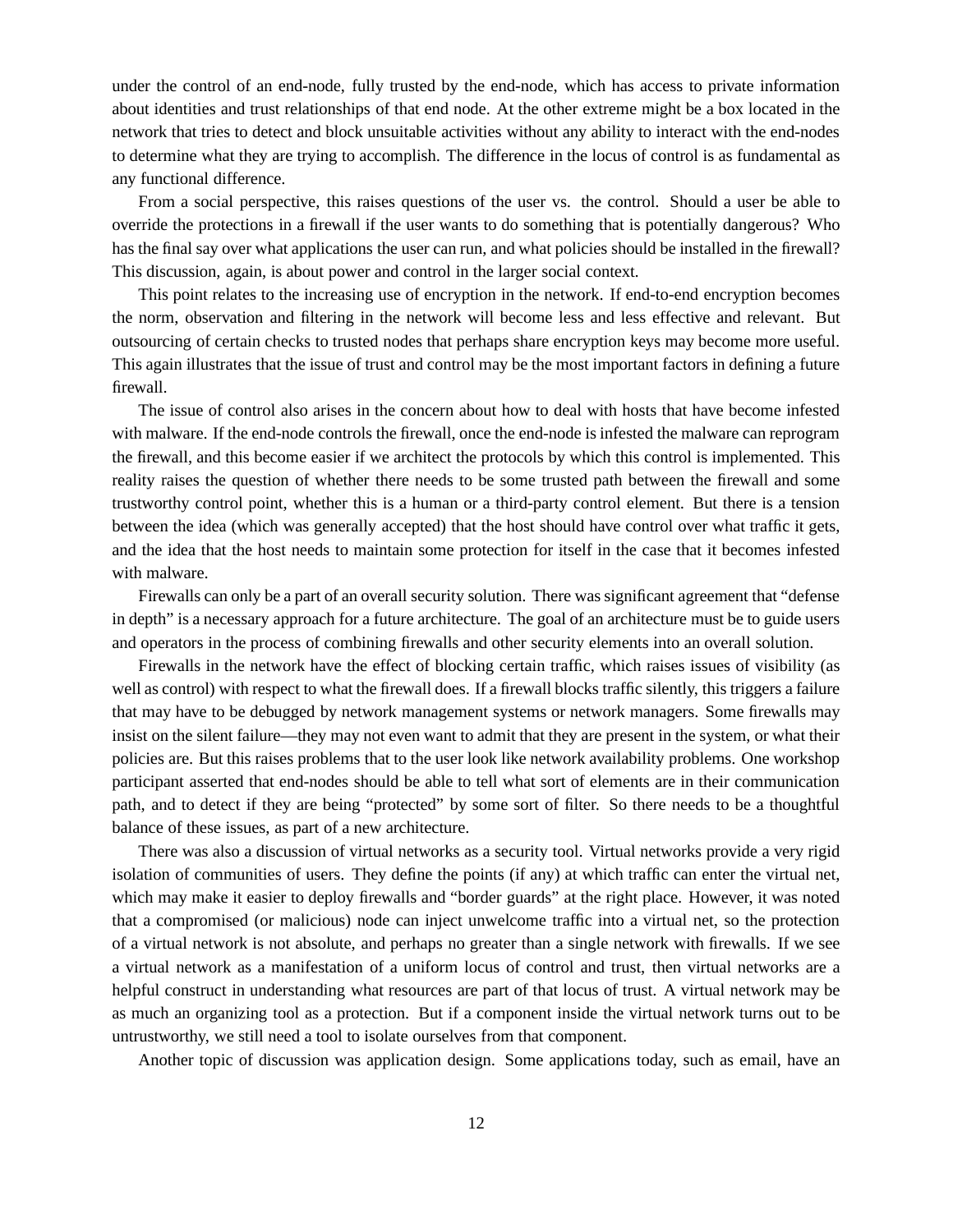under the control of an end-node, fully trusted by the end-node, which has access to private information about identities and trust relationships of that end node. At the other extreme might be a box located in the network that tries to detect and block unsuitable activities without any ability to interact with the end-nodes to determine what they are trying to accomplish. The difference in the locus of control is as fundamental as any functional difference.

From a social perspective, this raises questions of the user vs. the control. Should a user be able to override the protections in a firewall if the user wants to do something that is potentially dangerous? Who has the final say over what applications the user can run, and what policies should be installed in the firewall? This discussion, again, is about power and control in the larger social context.

This point relates to the increasing use of encryption in the network. If end-to-end encryption becomes the norm, observation and filtering in the network will become less and less effective and relevant. But outsourcing of certain checks to trusted nodes that perhaps share encryption keys may become more useful. This again illustrates that the issue of trust and control may be the most important factors in defining a future firewall.

The issue of control also arises in the concern about how to deal with hosts that have become infested with malware. If the end-node controls the firewall, once the end-node is infested the malware can reprogram the firewall, and this become easier if we architect the protocols by which this control is implemented. This reality raises the question of whether there needs to be some trusted path between the firewall and some trustworthy control point, whether this is a human or a third-party control element. But there is a tension between the idea (which was generally accepted) that the host should have control over what traffic it gets, and the idea that the host needs to maintain some protection for itself in the case that it becomes infested with malware.

Firewalls can only be a part of an overall security solution. There was significant agreement that "defense in depth" is a necessary approach for a future architecture. The goal of an architecture must be to guide users and operators in the process of combining firewalls and other security elements into an overall solution.

Firewalls in the network have the effect of blocking certain traffic, which raises issues of visibility (as well as control) with respect to what the firewall does. If a firewall blocks traffic silently, this triggers a failure that may have to be debugged by network management systems or network managers. Some firewalls may insist on the silent failure—they may not even want to admit that they are present in the system, or what their policies are. But this raises problems that to the user look like network availability problems. One workshop participant asserted that end-nodes should be able to tell what sort of elements are in their communication path, and to detect if they are being "protected" by some sort of filter. So there needs to be a thoughtful balance of these issues, as part of a new architecture.

There was also a discussion of virtual networks as a security tool. Virtual networks provide a very rigid isolation of communities of users. They define the points (if any) at which traffic can enter the virtual net, which may make it easier to deploy firewalls and "border guards" at the right place. However, it was noted that a compromised (or malicious) node can inject unwelcome traffic into a virtual net, so the protection of a virtual network is not absolute, and perhaps no greater than a single network with firewalls. If we see a virtual network as a manifestation of a uniform locus of control and trust, then virtual networks are a helpful construct in understanding what resources are part of that locus of trust. A virtual network may be as much an organizing tool as a protection. But if a component inside the virtual network turns out to be untrustworthy, we still need a tool to isolate ourselves from that component.

Another topic of discussion was application design. Some applications today, such as email, have an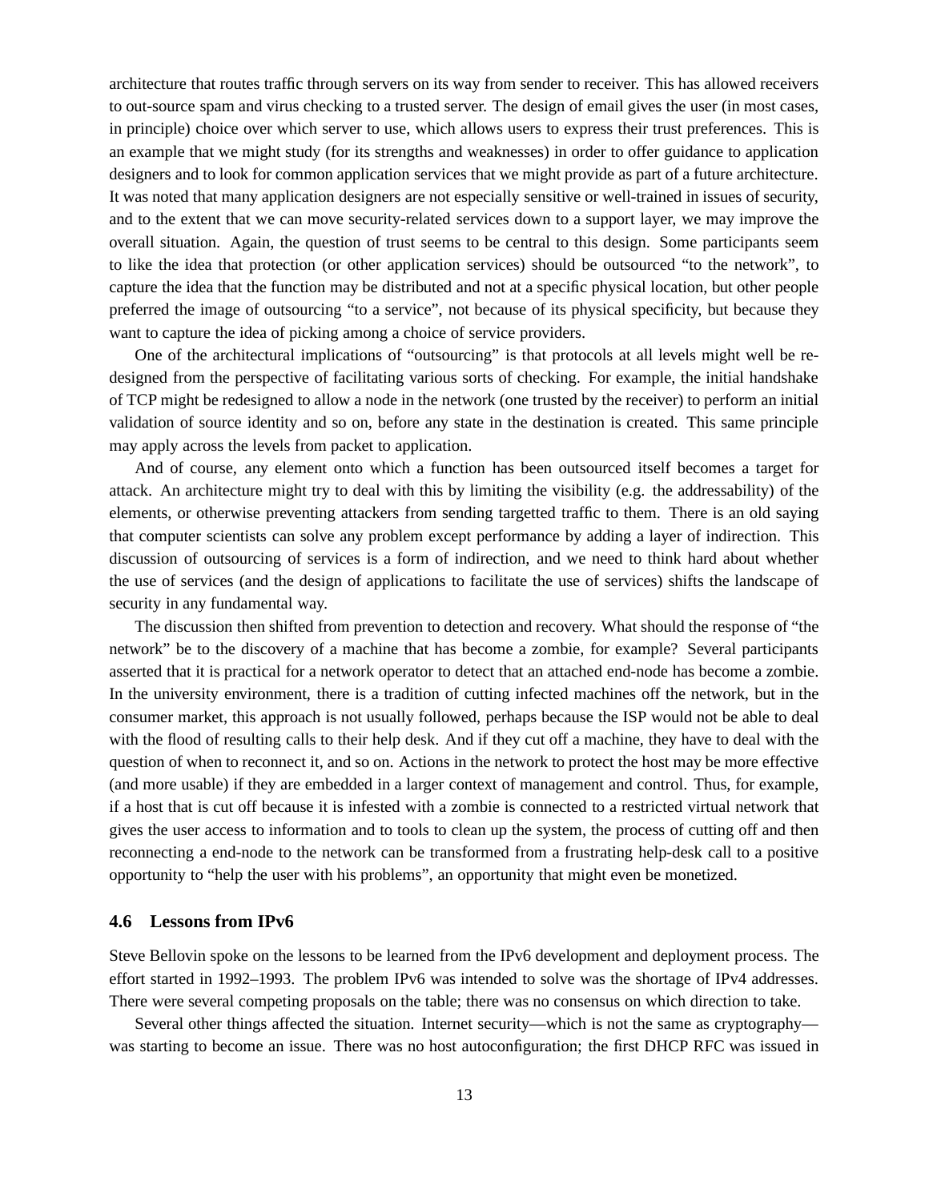architecture that routes traffic through servers on its way from sender to receiver. This has allowed receivers to out-source spam and virus checking to a trusted server. The design of email gives the user (in most cases, in principle) choice over which server to use, which allows users to express their trust preferences. This is an example that we might study (for its strengths and weaknesses) in order to offer guidance to application designers and to look for common application services that we might provide as part of a future architecture. It was noted that many application designers are not especially sensitive or well-trained in issues of security, and to the extent that we can move security-related services down to a support layer, we may improve the overall situation. Again, the question of trust seems to be central to this design. Some participants seem to like the idea that protection (or other application services) should be outsourced "to the network", to capture the idea that the function may be distributed and not at a specific physical location, but other people preferred the image of outsourcing "to a service", not because of its physical specificity, but because they want to capture the idea of picking among a choice of service providers.

One of the architectural implications of "outsourcing" is that protocols at all levels might well be redesigned from the perspective of facilitating various sorts of checking. For example, the initial handshake of TCP might be redesigned to allow a node in the network (one trusted by the receiver) to perform an initial validation of source identity and so on, before any state in the destination is created. This same principle may apply across the levels from packet to application.

And of course, any element onto which a function has been outsourced itself becomes a target for attack. An architecture might try to deal with this by limiting the visibility (e.g. the addressability) of the elements, or otherwise preventing attackers from sending targetted traffic to them. There is an old saying that computer scientists can solve any problem except performance by adding a layer of indirection. This discussion of outsourcing of services is a form of indirection, and we need to think hard about whether the use of services (and the design of applications to facilitate the use of services) shifts the landscape of security in any fundamental way.

The discussion then shifted from prevention to detection and recovery. What should the response of "the network" be to the discovery of a machine that has become a zombie, for example? Several participants asserted that it is practical for a network operator to detect that an attached end-node has become a zombie. In the university environment, there is a tradition of cutting infected machines off the network, but in the consumer market, this approach is not usually followed, perhaps because the ISP would not be able to deal with the flood of resulting calls to their help desk. And if they cut off a machine, they have to deal with the question of when to reconnect it, and so on. Actions in the network to protect the host may be more effective (and more usable) if they are embedded in a larger context of management and control. Thus, for example, if a host that is cut off because it is infested with a zombie is connected to a restricted virtual network that gives the user access to information and to tools to clean up the system, the process of cutting off and then reconnecting a end-node to the network can be transformed from a frustrating help-desk call to a positive opportunity to "help the user with his problems", an opportunity that might even be monetized.

### 4.6 Lessons from IPv6

Steve Bellovin spoke on the lessons to be learned from the IPv6 development and deployment process. The effort started in 1992–1993. The problem IPv6 was intended to solve was the shortage of IPv4 addresses. There were several competing proposals on the table; there was no consensus on which direction to take.

Several other things affected the situation. Internet security—which is not the same as cryptography—was starting to become an issue. There was no host autoconfiguration; the first DHCP RFC was issued in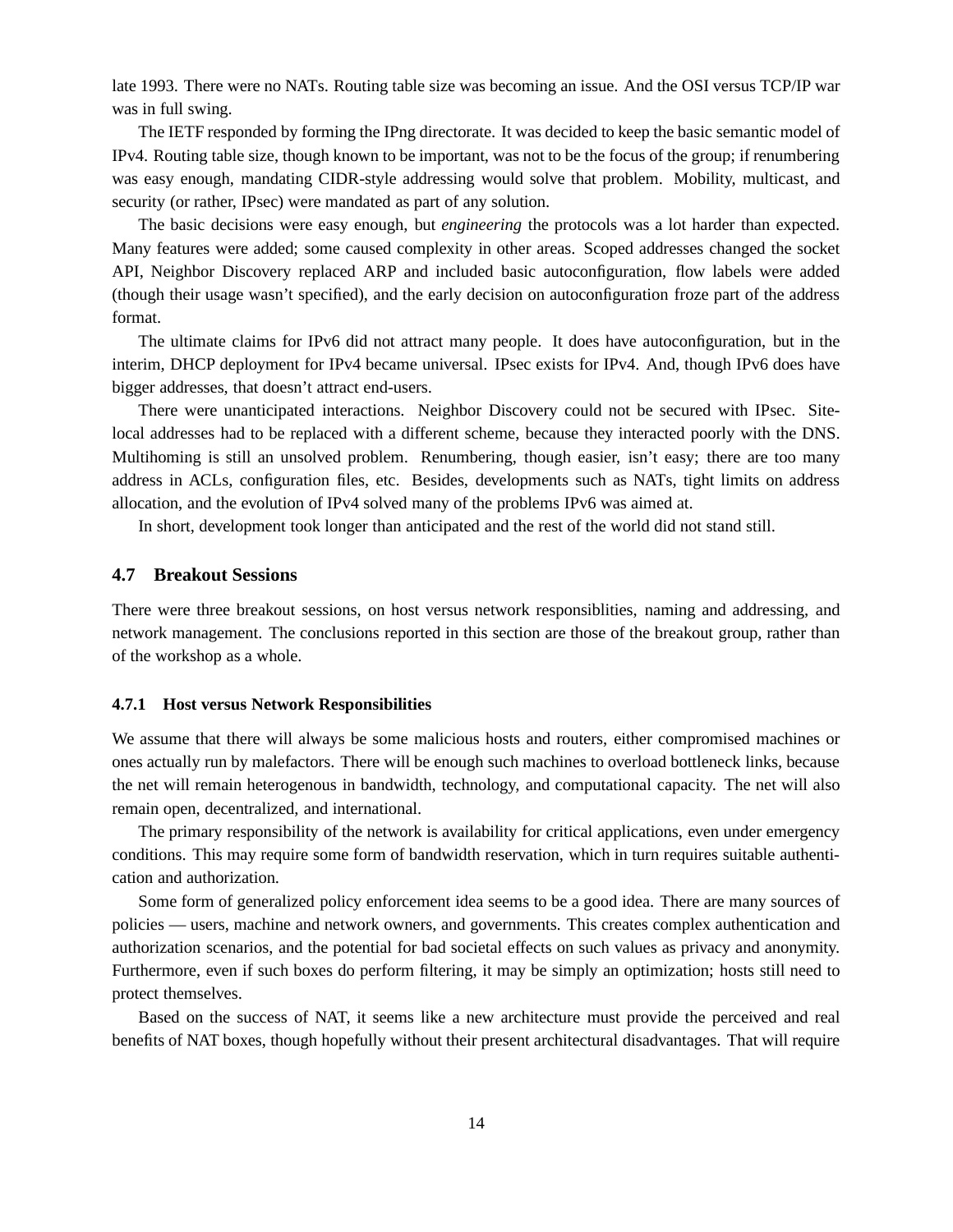late 1993. There were no NATs. Routing table size was becoming an issue. And the OSI versus TCP/IP war was in full swing.

The IETF responded by forming the IPng directorate. It was decided to keep the basic semantic model of IPv4. Routing table size, though known to be important, was not to be the focus of the group; if renumbering was easy enough, mandating CIDR-style addressing would solve that problem. Mobility, multicast, and security (or rather, IPsec) were mandated as part of any solution.

The basic decisions were easy enough, but *engineering* the protocols was a lot harder than expected. Many features were added; some caused complexity in other areas. Scoped addresses changed the socket API, Neighbor Discovery replaced ARP and included basic autoconfiguration, flow labels were added (though their usage wasn't specified), and the early decision on autoconfiguration froze part of the address format.

The ultimate claims for IPv6 did not attract many people. It does have autoconfiguration, but in the interim, DHCP deployment for IPv4 became universal. IPsec exists for IPv4. And, though IPv6 does have bigger addresses, that doesn't attract end-users.

There were unanticipated interactions. Neighbor Discovery could not be secured with IPsec. Site-local addresses had to be replaced with a different scheme, because they interacted poorly with the DNS. Multihoming is still an unsolved problem. Renumbering, though easier, isn't easy; there are too many address in ACLs, configuration files, etc. Besides, developments such as NATs, tight limits on address allocation, and the evolution of IPv4 solved many of the problems IPv6 was aimed at.

In short, development took longer than anticipated and the rest of the world did not stand still.

### 4.7 Breakout Sessions

There were three breakout sessions, on host versus network responsiblities, naming and addressing, and network management. The conclusions reported in this section are those of the breakout group, rather than of the workshop as a whole.

#### 4.7.1 Host versus Network Responsibilities

We assume that there will always be some malicious hosts and routers, either compromised machines or ones actually run by malefactors. There will be enough such machines to overload bottleneck links, because the net will remain heterogenous in bandwidth, technology, and computational capacity. The net will also remain open, decentralized, and international.

The primary responsibility of the network is availability for critical applications, even under emergency conditions. This may require some form of bandwidth reservation, which in turn requires suitable authentication and authorization.

Some form of generalized policy enforcement idea seems to be a good idea. There are many sources of policies — users, machine and network owners, and governments. This creates complex authentication and authorization scenarios, and the potential for bad societal effects on such values as privacy and anonymity. Furthermore, even if such boxes do perform filtering, it may be simply an optimization; hosts still need to protect themselves.

Based on the success of NAT, it seems like a new architecture must provide the perceived and real benefits of NAT boxes, though hopefully without their present architectural disadvantages. That will require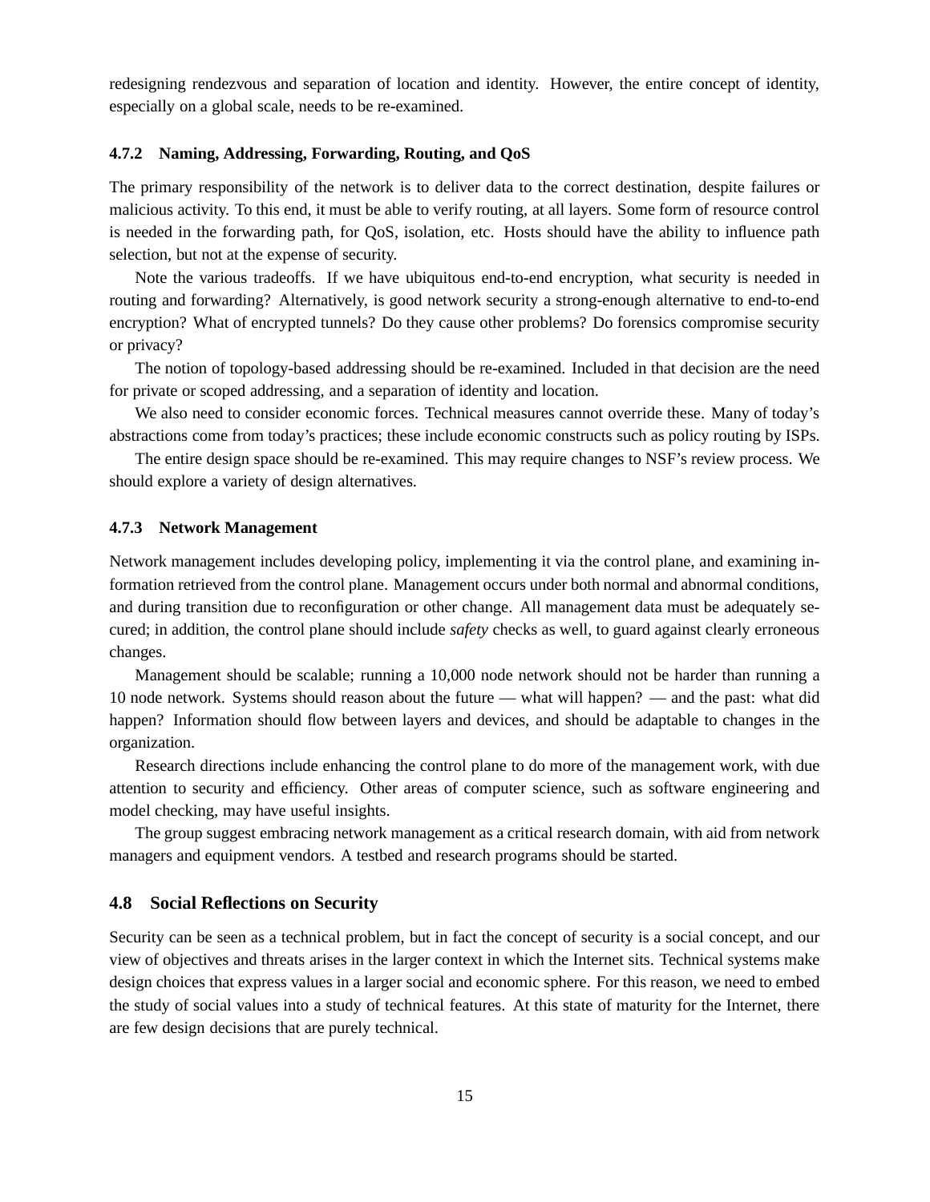redesigning rendezvous and separation of location and identity. However, the entire concept of identity, especially on a global scale, needs to be re-examined.

### 4.7.2 Naming, Addressing, Forwarding, Routing, and QoS

The primary responsibility of the network is to deliver data to the correct destination, despite failures or malicious activity. To this end, it must be able to verify routing, at all layers. Some form of resource control is needed in the forwarding path, for QoS, isolation, etc. Hosts should have the ability to influence path selection, but not at the expense of security.

Note the various tradeoffs. If we have ubiquitous end-to-end encryption, what security is needed in routing and forwarding? Alternatively, is good network security a strong-enough alternative to end-to-end encryption? What of encrypted tunnels? Do they cause other problems? Do forensics compromise security or privacy?

The notion of topology-based addressing should be re-examined. Included in that decision are the need for private or scoped addressing, and a separation of identity and location.

We also need to consider economic forces. Technical measures cannot override these. Many of today's abstractions come from today's practices; these include economic constructs such as policy routing by ISPs.

The entire design space should be re-examined. This may require changes to NSF's review process. We should explore a variety of design alternatives.

### 4.7.3 Network Management

Network management includes developing policy, implementing it via the control plane, and examining information retrieved from the control plane. Management occurs under both normal and abnormal conditions, and during transition due to reconfiguration or other change. All management data must be adequately secured; in addition, the control plane should include *safety* checks as well, to guard against clearly erroneous changes.

Management should be scalable; running a 10,000 node network should not be harder than running a 10 node network. Systems should reason about the future — what will happen? — and the past: what did happen? Information should flow between layers and devices, and should be adaptable to changes in the organization.

Research directions include enhancing the control plane to do more of the management work, with due attention to security and efficiency. Other areas of computer science, such as software engineering and model checking, may have useful insights.

The group suggest embracing network management as a critical research domain, with aid from network managers and equipment vendors. A testbed and research programs should be started.

## 4.8 Social Reflections on Security

Security can be seen as a technical problem, but in fact the concept of security is a social concept, and our view of objectives and threats arises in the larger context in which the Internet sits. Technical systems make design choices that express values in a larger social and economic sphere. For this reason, we need to embed the study of social values into a study of technical features. At this state of maturity for the Internet, there are few design decisions that are purely technical.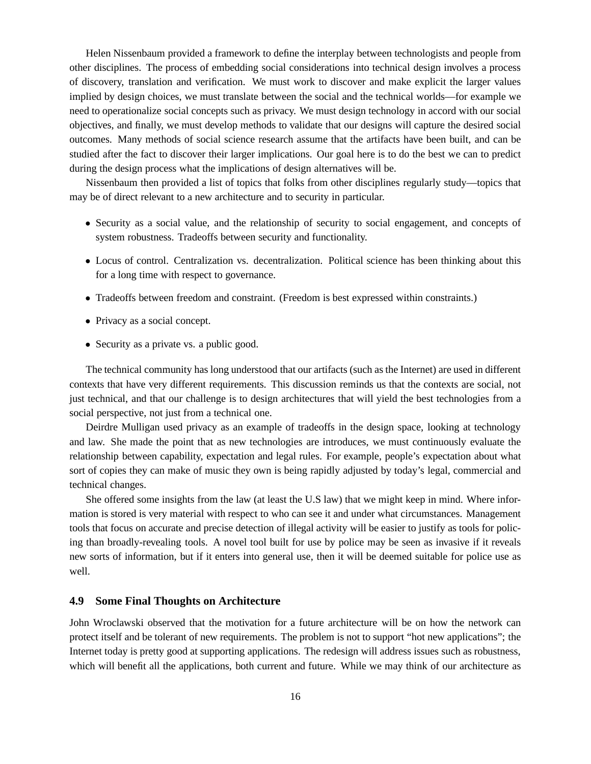Helen Nissenbaum provided a framework to define the interplay between technologists and people from other disciplines. The process of embedding social considerations into technical design involves a process of discovery, translation and verification. We must work to discover and make explicit the larger values implied by design choices, we must translate between the social and the technical worlds—for example we need to operationalize social concepts such as privacy. We must design technology in accord with our social objectives, and finally, we must develop methods to validate that our designs will capture the desired social outcomes. Many methods of social science research assume that the artifacts have been built, and can be studied after the fact to discover their larger implications. Our goal here is to do the best we can to predict during the design process what the implications of design alternatives will be.

Nissenbaum then provided a list of topics that folks from other disciplines regularly study—topics that may be of direct relevant to a new architecture and to security in particular.

- Security as a social value, and the relationship of security to social engagement, and concepts of system robustness. Tradeoffs between security and functionality.
- Locus of control. Centralization vs. decentralization. Political science has been thinking about this for a long time with respect to governance.
- Tradeoffs between freedom and constraint. (Freedom is best expressed within constraints.)
- Privacy as a social concept.
- Security as a private vs. a public good.

The technical community has long understood that our artifacts (such as the Internet) are used in different contexts that have very different requirements. This discussion reminds us that the contexts are social, not just technical, and that our challenge is to design architectures that will yield the best technologies from a social perspective, not just from a technical one.

Deirdre Mulligan used privacy as an example of tradeoffs in the design space, looking at technology and law. She made the point that as new technologies are introduces, we must continuously evaluate the relationship between capability, expectation and legal rules. For example, people's expectation about what sort of copies they can make of music they own is being rapidly adjusted by today's legal, commercial and technical changes.

She offered some insights from the law (at least the U.S law) that we might keep in mind. Where information is stored is very material with respect to who can see it and under what circumstances. Management tools that focus on accurate and precise detection of illegal activity will be easier to justify as tools for policing than broadly-revealing tools. A novel tool built for use by police may be seen as invasive if it reveals new sorts of information, but if it enters into general use, then it will be deemed suitable for police use as well.

### 4.9 Some Final Thoughts on Architecture

John Wroclawski observed that the motivation for a future architecture will be on how the network can protect itself and be tolerant of new requirements. The problem is not to support "hot new applications"; the Internet today is pretty good at supporting applications. The redesign will address issues such as robustness, which will benefit all the applications, both current and future. While we may think of our architecture as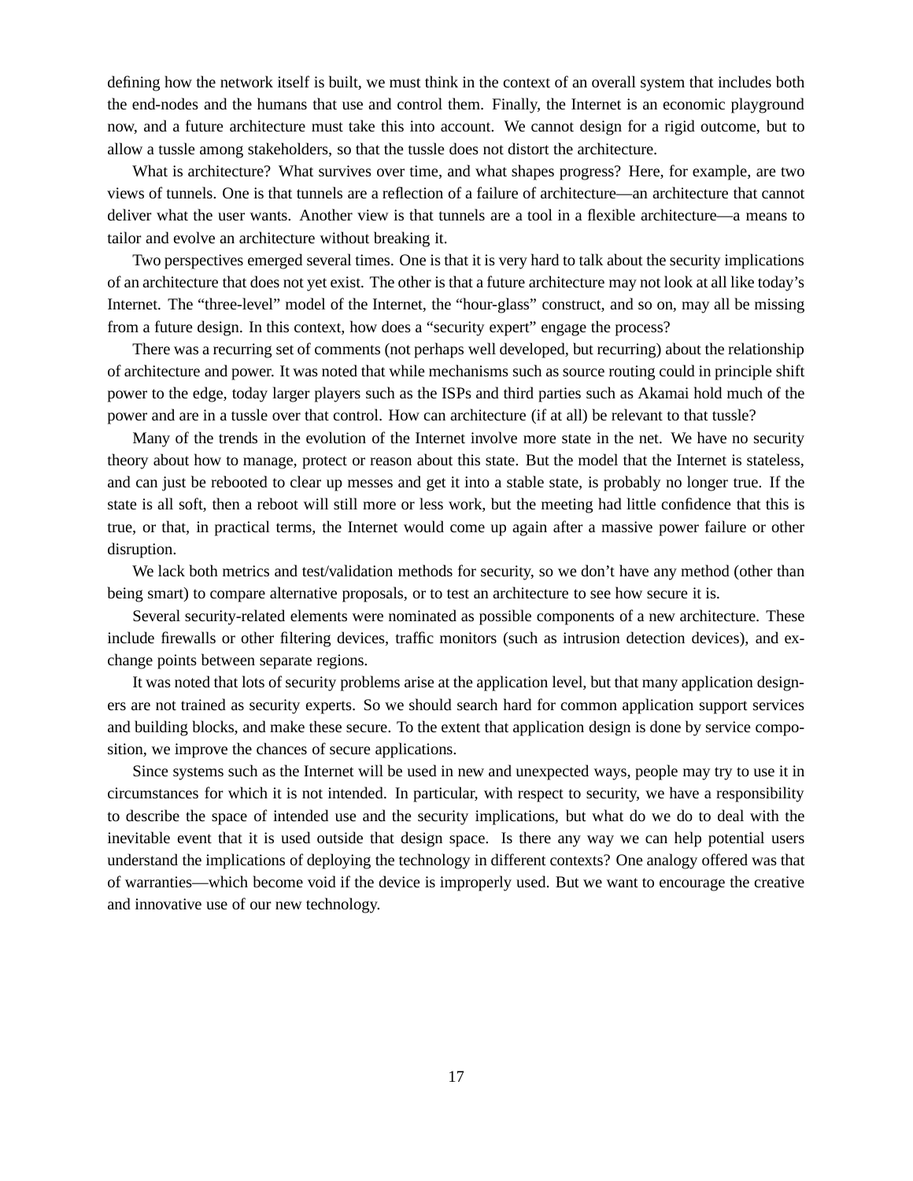defining how the network itself is built, we must think in the context of an overall system that includes both the end-nodes and the humans that use and control them. Finally, the Internet is an economic playground now, and a future architecture must take this into account. We cannot design for a rigid outcome, but to allow a tussle among stakeholders, so that the tussle does not distort the architecture.

What is architecture? What survives over time, and what shapes progress? Here, for example, are two views of tunnels. One is that tunnels are a reflection of a failure of architecture—an architecture that cannot deliver what the user wants. Another view is that tunnels are a tool in a flexible architecture—a means to tailor and evolve an architecture without breaking it.

Two perspectives emerged several times. One is that it is very hard to talk about the security implications of an architecture that does not yet exist. The other is that a future architecture may not look at all like today's Internet. The "three-level" model of the Internet, the "hour-glass" construct, and so on, may all be missing from a future design. In this context, how does a "security expert" engage the process?

There was a recurring set of comments (not perhaps well developed, but recurring) about the relationship of architecture and power. It was noted that while mechanisms such as source routing could in principle shift power to the edge, today larger players such as the ISPs and third parties such as Akamai hold much of the power and are in a tussle over that control. How can architecture (if at all) be relevant to that tussle?

Many of the trends in the evolution of the Internet involve more state in the net. We have no security theory about how to manage, protect or reason about this state. But the model that the Internet is stateless, and can just be rebooted to clear up messes and get it into a stable state, is probably no longer true. If the state is all soft, then a reboot will still more or less work, but the meeting had little confidence that this is true, or that, in practical terms, the Internet would come up again after a massive power failure or other disruption.

We lack both metrics and test/validation methods for security, so we don't have any method (other than being smart) to compare alternative proposals, or to test an architecture to see how secure it is.

Several security-related elements were nominated as possible components of a new architecture. These include firewalls or other filtering devices, traffic monitors (such as intrusion detection devices), and exchange points between separate regions.

It was noted that lots of security problems arise at the application level, but that many application designers are not trained as security experts. So we should search hard for common application support services and building blocks, and make these secure. To the extent that application design is done by service composition, we improve the chances of secure applications.

Since systems such as the Internet will be used in new and unexpected ways, people may try to use it in circumstances for which it is not intended. In particular, with respect to security, we have a responsibility to describe the space of intended use and the security implications, but what do we do to deal with the inevitable event that it is used outside that design space. Is there any way we can help potential users understand the implications of deploying the technology in different contexts? One analogy offered was that of warranties—which become void if the device is improperly used. But we want to encourage the creative and innovative use of our new technology.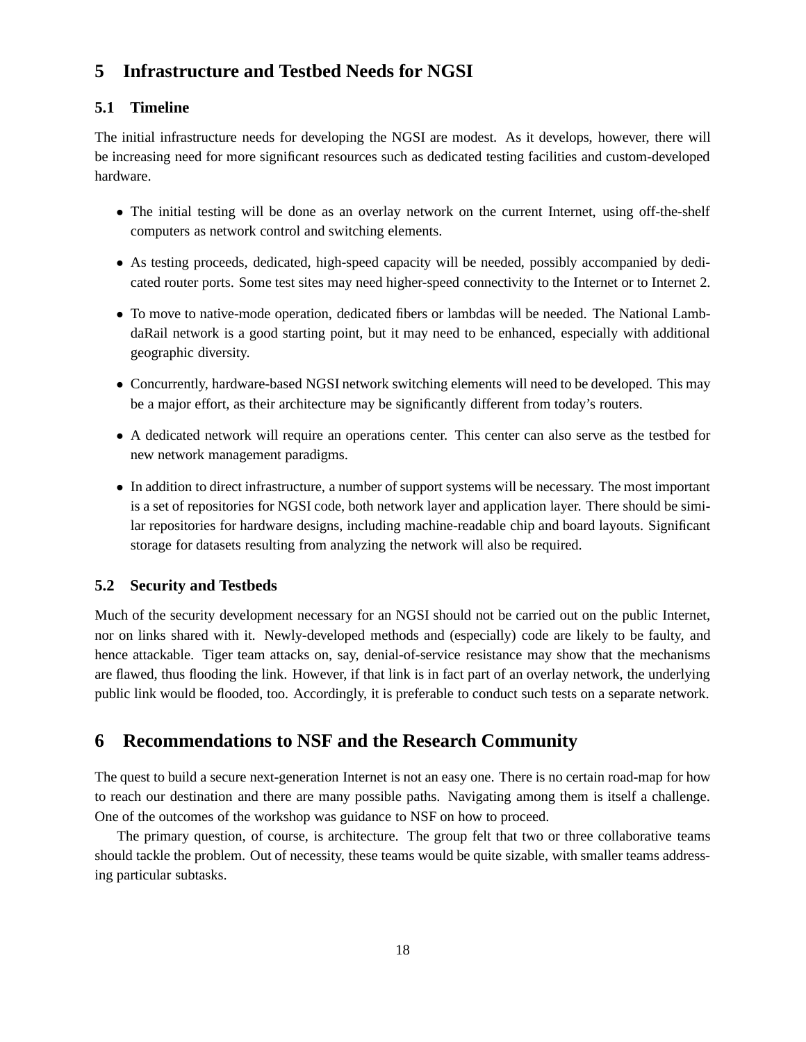## 5 Infrastructure and Testbed Needs for NGSI

### 5.1 Timeline

The initial infrastructure needs for developing the NGSI are modest. As it develops, however, there will be increasing need for more significant resources such as dedicated testing facilities and custom-developed hardware.

- The initial testing will be done as an overlay network on the current Internet, using off-the-shelf computers as network control and switching elements.
- As testing proceeds, dedicated, high-speed capacity will be needed, possibly accompanied by dedicated router ports. Some test sites may need higher-speed connectivity to the Internet or to Internet 2.
- To move to native-mode operation, dedicated fibers or lambdas will be needed. The National LambdaRail network is a good starting point, but it may need to be enhanced, especially with additional geographic diversity.
- Concurrently, hardware-based NGSI network switching elements will need to be developed. This may be a major effort, as their architecture may be significantly different from today's routers.
- A dedicated network will require an operations center. This center can also serve as the testbed for new network management paradigms.
- In addition to direct infrastructure, a number of support systems will be necessary. The most important is a set of repositories for NGSI code, both network layer and application layer. There should be similar repositories for hardware designs, including machine-readable chip and board layouts. Significant storage for datasets resulting from analyzing the network will also be required.

### 5.2 Security and Testbeds

Much of the security development necessary for an NGSI should not be carried out on the public Internet, nor on links shared with it. Newly-developed methods and (especially) code are likely to be faulty, and hence attackable. Tiger team attacks on, say, denial-of-service resistance may show that the mechanisms are flawed, thus flooding the link. However, if that link is in fact part of an overlay network, the underlying public link would be flooded, too. Accordingly, it is preferable to conduct such tests on a separate network.

## 6 Recommendations to NSF and the Research Community

The quest to build a secure next-generation Internet is not an easy one. There is no certain road-map for how to reach our destination and there are many possible paths. Navigating among them is itself a challenge. One of the outcomes of the workshop was guidance to NSF on how to proceed.

The primary question, of course, is architecture. The group felt that two or three collaborative teams should tackle the problem. Out of necessity, these teams would be quite sizable, with smaller teams addressing particular subtasks.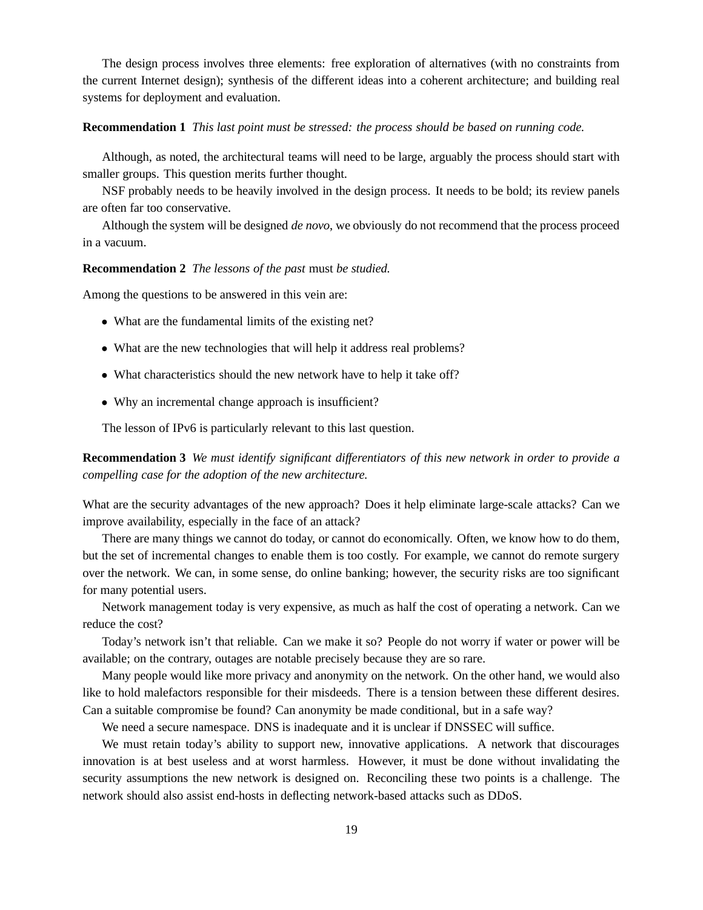The design process involves three elements: free exploration of alternatives (with no constraints from the current Internet design); synthesis of the different ideas into a coherent architecture; and building real systems for deployment and evaluation.

**Recommendation 1** *This last point must be stressed: the process should be based on running code.*

Although, as noted, the architectural teams will need to be large, arguably the process should start with smaller groups. This question merits further thought.

NSF probably needs to be heavily involved in the design process. It needs to be bold; its review panels are often far too conservative.

Although the system will be designed *de novo*, we obviously do not recommend that the process proceed in a vacuum.

**Recommendation 2** *The lessons of the past* must *be studied.*

Among the questions to be answered in this vein are:

- What are the fundamental limits of the existing net?
- What are the new technologies that will help it address real problems?
- What characteristics should the new network have to help it take off?
- Why an incremental change approach is insufficient?

The lesson of IPv6 is particularly relevant to this last question.

**Recommendation 3** *We must identify significant differentiators of this new network in order to provide a compelling case for the adoption of the new architecture.*

What are the security advantages of the new approach? Does it help eliminate large-scale attacks? Can we improve availability, especially in the face of an attack?

There are many things we cannot do today, or cannot do economically. Often, we know how to do them, but the set of incremental changes to enable them is too costly. For example, we cannot do remote surgery over the network. We can, in some sense, do online banking; however, the security risks are too significant for many potential users.

Network management today is very expensive, as much as half the cost of operating a network. Can we reduce the cost?

Today's network isn't that reliable. Can we make it so? People do not worry if water or power will be available; on the contrary, outages are notable precisely because they are so rare.

Many people would like more privacy and anonymity on the network. On the other hand, we would also like to hold malefactors responsible for their misdeeds. There is a tension between these different desires. Can a suitable compromise be found? Can anonymity be made conditional, but in a safe way?

We need a secure namespace. DNS is inadequate and it is unclear if DNSSEC will suffice.

We must retain today's ability to support new, innovative applications. A network that discourages innovation is at best useless and at worst harmless. However, it must be done without invalidating the security assumptions the new network is designed on. Reconciling these two points is a challenge. The network should also assist end-hosts in deflecting network-based attacks such as DDoS.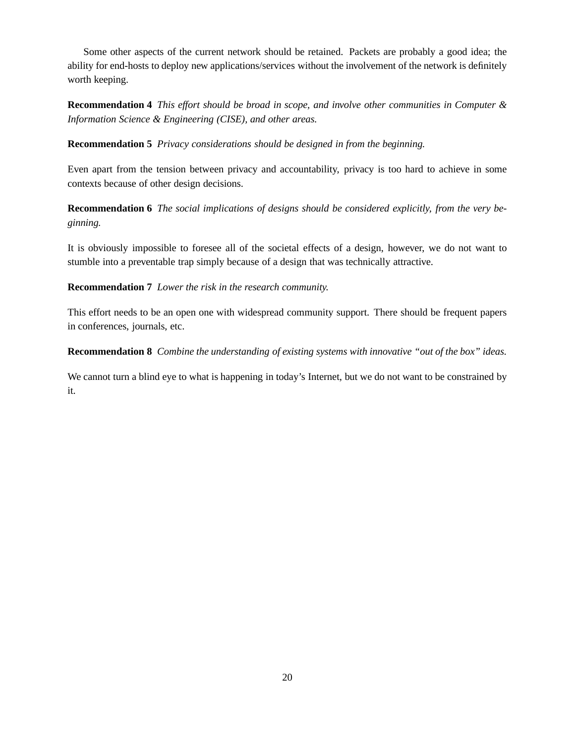Some other aspects of the current network should be retained. Packets are probably a good idea; the ability for end-hosts to deploy new applications/services without the involvement of the network is definitely worth keeping.

**Recommendation 4** *This effort should be broad in scope, and involve other communities in Computer & Information Science & Engineering (CISE), and other areas.*

**Recommendation 5** *Privacy considerations should be designed in from the beginning.*

Even apart from the tension between privacy and accountability, privacy is too hard to achieve in some contexts because of other design decisions.

**Recommendation 6** *The social implications of designs should be considered explicitly, from the very beginning.*

It is obviously impossible to foresee all of the societal effects of a design, however, we do not want to stumble into a preventable trap simply because of a design that was technically attractive.

**Recommendation 7** *Lower the risk in the research community.*

This effort needs to be an open one with widespread community support. There should be frequent papers in conferences, journals, etc.

**Recommendation 8** *Combine the understanding of existing systems with innovative "out of the box" ideas.*

We cannot turn a blind eye to what is happening in today's Internet, but we do not want to be constrained by it.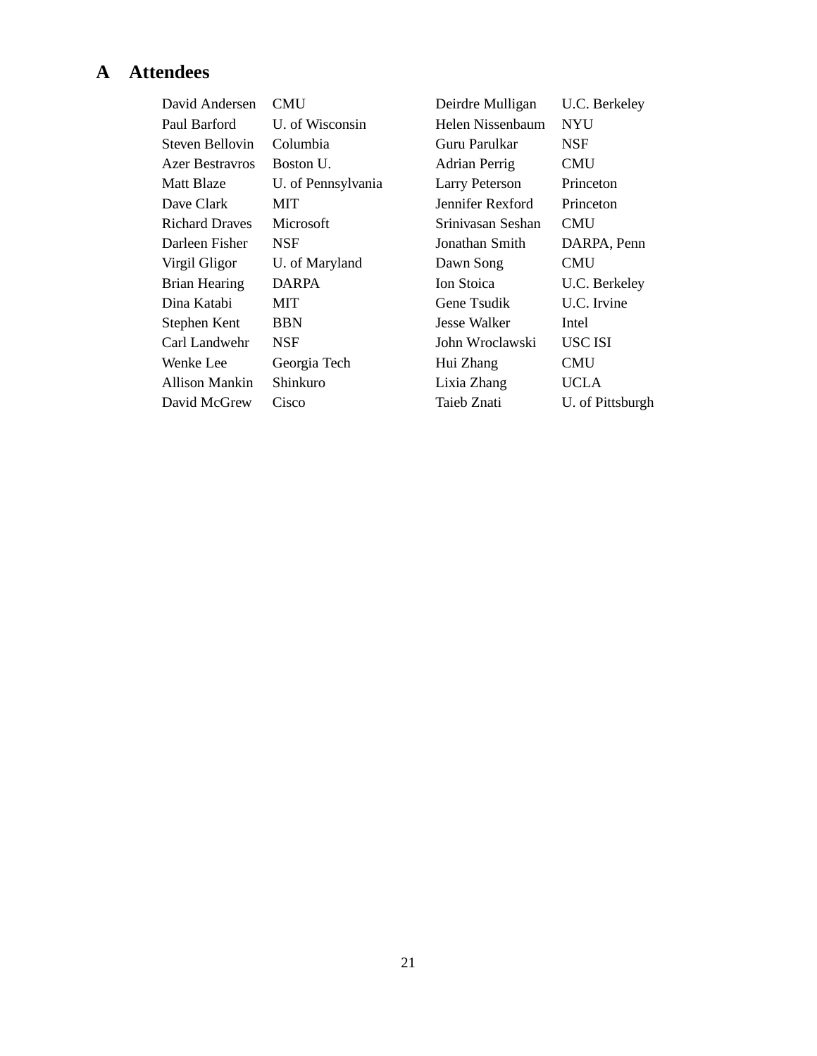## A Attendees

| | | | |
|---|---|---|---|
| David Andersen | CMU | Deirdre Mulligan | U.C. Berkeley |
| Paul Barford | U. of Wisconsin | Helen Nissenbaum | NYU |
| Steven Bellovin | Columbia | Guru Parulkar | NSF |
| Azer Bestravros | Boston U. | Adrian Perrig | CMU |
| Matt Blaze | U. of Pennsylvania | Larry Peterson | Princeton |
| Dave Clark | MIT | Jennifer Rexford | Princeton |
| Richard Draves | Microsoft | Srinivasan Seshan | CMU |
| Darleen Fisher | NSF | Jonathan Smith | DARPA, Penn |
| Virgil Gligor | U. of Maryland | Dawn Song | CMU |
| Brian Hearing | DARPA | Ion Stoica | U.C. Berkeley |
| Dina Katabi | MIT | Gene Tsudik | U.C. Irvine |
| Stephen Kent | BBN | Jesse Walker | Intel |
| Carl Landwehr | NSF | John Wroclawski | USC ISI |
| Wenke Lee | Georgia Tech | Hui Zhang | CMU |
| Allison Mankin | Shinkuro | Lixia Zhang | UCLA |
| David McGrew | Cisco | Taieb Znati | U. of Pittsburgh |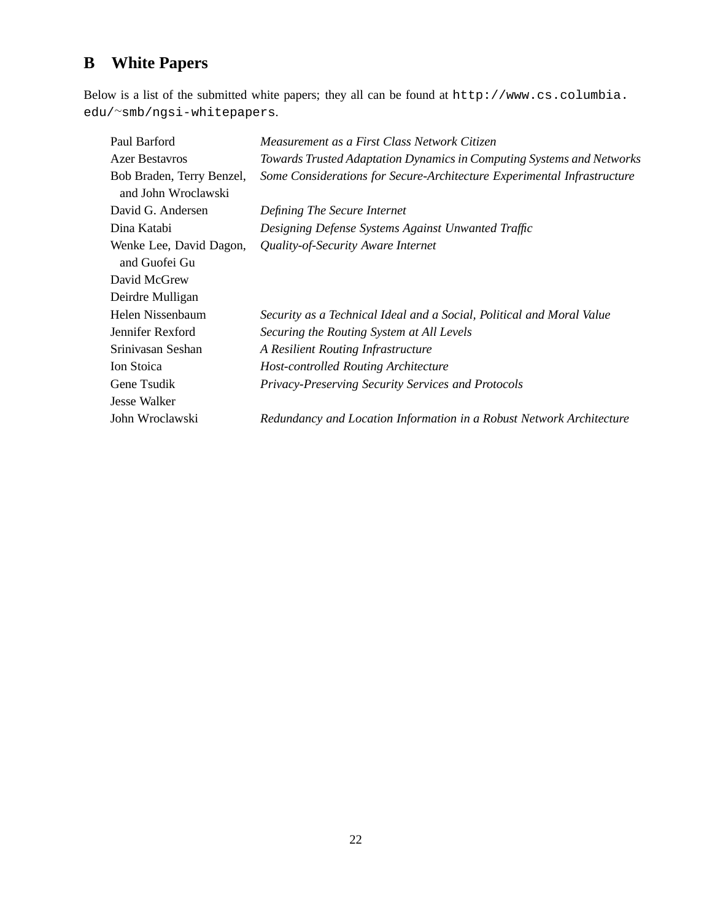## B White Papers

Below is a list of the submitted white papers; they all can be found at `http://www.cs.columbia.edu/~smb/ngsi-whitepapers`.

| | |
|---|---|
| Paul Barford | *Measurement as a First Class Network Citizen* |
| Azer Bestavros | *Towards Trusted Adaptation Dynamics in Computing Systems and Networks* |
| Bob Braden, Terry Benzel, and John Wroclawski | *Some Considerations for Secure-Architecture Experimental Infrastructure* |
| David G. Andersen | *Defining The Secure Internet* |
| Dina Katabi | *Designing Defense Systems Against Unwanted Traffic* |
| Wenke Lee, David Dagon, and Guofei Gu | *Quality-of-Security Aware Internet* |
| David McGrew | |
| Deirdre Mulligan | |
| Helen Nissenbaum | *Security as a Technical Ideal and a Social, Political and Moral Value* |
| Jennifer Rexford | *Securing the Routing System at All Levels* |
| Srinivasan Seshan | *A Resilient Routing Infrastructure* |
| Ion Stoica | *Host-controlled Routing Architecture* |
| Gene Tsudik | *Privacy-Preserving Security Services and Protocols* |
| Jesse Walker | |
| John Wroclawski | *Redundancy and Location Information in a Robust Network Architecture* |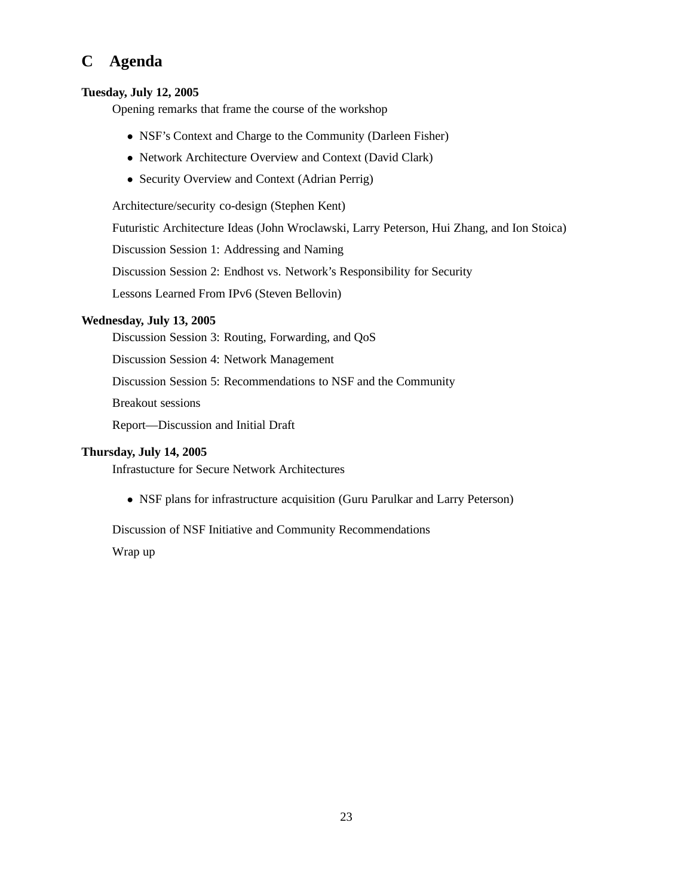# C Agenda

**Tuesday, July 12, 2005**

Opening remarks that frame the course of the workshop

- NSF's Context and Charge to the Community (Darleen Fisher)
- Network Architecture Overview and Context (David Clark)
- Security Overview and Context (Adrian Perrig)

Architecture/security co-design (Stephen Kent)

Futuristic Architecture Ideas (John Wroclawski, Larry Peterson, Hui Zhang, and Ion Stoica)

Discussion Session 1: Addressing and Naming

Discussion Session 2: Endhost vs. Network's Responsibility for Security

Lessons Learned From IPv6 (Steven Bellovin)

**Wednesday, July 13, 2005**

Discussion Session 3: Routing, Forwarding, and QoS

Discussion Session 4: Network Management

Discussion Session 5: Recommendations to NSF and the Community

Breakout sessions

Report—Discussion and Initial Draft

**Thursday, July 14, 2005**

Infrastucture for Secure Network Architectures

- NSF plans for infrastructure acquisition (Guru Parulkar and Larry Peterson)

Discussion of NSF Initiative and Community Recommendations

Wrap up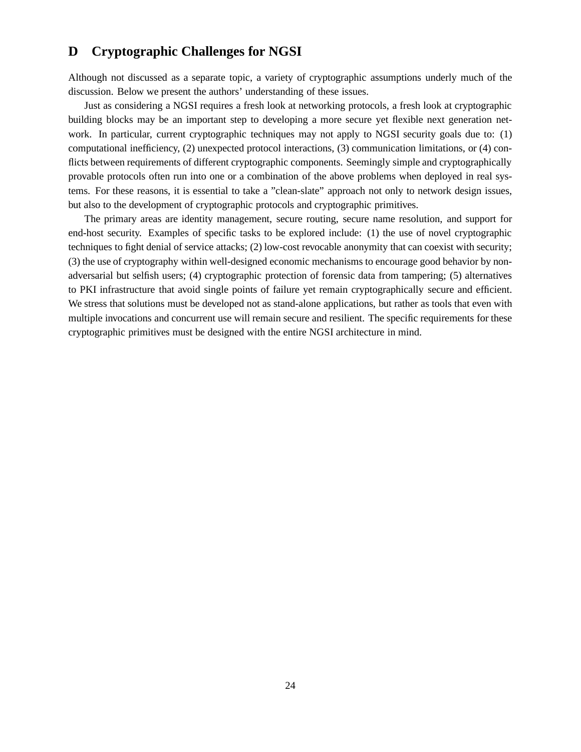# D Cryptographic Challenges for NGSI

Although not discussed as a separate topic, a variety of cryptographic assumptions underly much of the discussion. Below we present the authors' understanding of these issues.

Just as considering a NGSI requires a fresh look at networking protocols, a fresh look at cryptographic building blocks may be an important step to developing a more secure yet flexible next generation network. In particular, current cryptographic techniques may not apply to NGSI security goals due to: (1) computational inefficiency, (2) unexpected protocol interactions, (3) communication limitations, or (4) conflicts between requirements of different cryptographic components. Seemingly simple and cryptographically provable protocols often run into one or a combination of the above problems when deployed in real systems. For these reasons, it is essential to take a "clean-slate" approach not only to network design issues, but also to the development of cryptographic protocols and cryptographic primitives.

The primary areas are identity management, secure routing, secure name resolution, and support for end-host security. Examples of specific tasks to be explored include: (1) the use of novel cryptographic techniques to fight denial of service attacks; (2) low-cost revocable anonymity that can coexist with security; (3) the use of cryptography within well-designed economic mechanisms to encourage good behavior by non-adversarial but selfish users; (4) cryptographic protection of forensic data from tampering; (5) alternatives to PKI infrastructure that avoid single points of failure yet remain cryptographically secure and efficient. We stress that solutions must be developed not as stand-alone applications, but rather as tools that even with multiple invocations and concurrent use will remain secure and resilient. The specific requirements for these cryptographic primitives must be designed with the entire NGSI architecture in mind.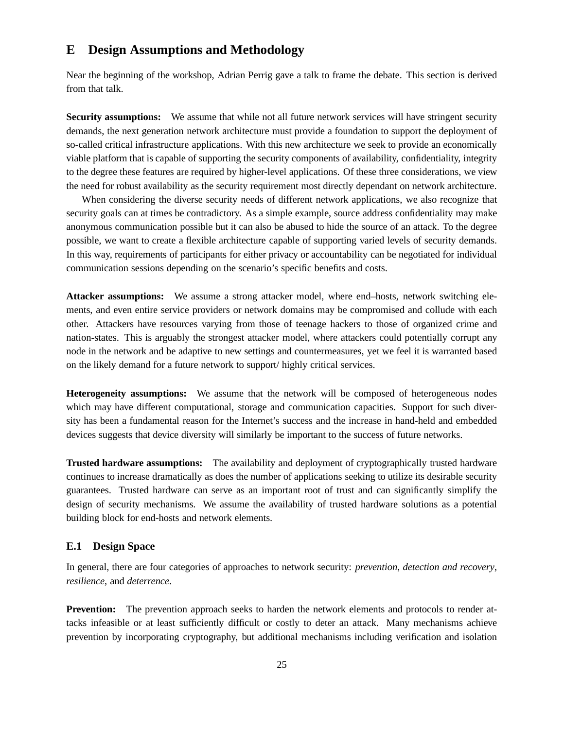# E Design Assumptions and Methodology

Near the beginning of the workshop, Adrian Perrig gave a talk to frame the debate. This section is derived from that talk.

**Security assumptions:** We assume that while not all future network services will have stringent security demands, the next generation network architecture must provide a foundation to support the deployment of so-called critical infrastructure applications. With this new architecture we seek to provide an economically viable platform that is capable of supporting the security components of availability, confidentiality, integrity to the degree these features are required by higher-level applications. Of these three considerations, we view the need for robust availability as the security requirement most directly dependant on network architecture.

When considering the diverse security needs of different network applications, we also recognize that security goals can at times be contradictory. As a simple example, source address confidentiality may make anonymous communication possible but it can also be abused to hide the source of an attack. To the degree possible, we want to create a flexible architecture capable of supporting varied levels of security demands. In this way, requirements of participants for either privacy or accountability can be negotiated for individual communication sessions depending on the scenario's specific benefits and costs.

**Attacker assumptions:** We assume a strong attacker model, where end–hosts, network switching elements, and even entire service providers or network domains may be compromised and collude with each other. Attackers have resources varying from those of teenage hackers to those of organized crime and nation-states. This is arguably the strongest attacker model, where attackers could potentially corrupt any node in the network and be adaptive to new settings and countermeasures, yet we feel it is warranted based on the likely demand for a future network to support/ highly critical services.

**Heterogeneity assumptions:** We assume that the network will be composed of heterogeneous nodes which may have different computational, storage and communication capacities. Support for such diversity has been a fundamental reason for the Internet's success and the increase in hand-held and embedded devices suggests that device diversity will similarly be important to the success of future networks.

**Trusted hardware assumptions:** The availability and deployment of cryptographically trusted hardware continues to increase dramatically as does the number of applications seeking to utilize its desirable security guarantees. Trusted hardware can serve as an important root of trust and can significantly simplify the design of security mechanisms. We assume the availability of trusted hardware solutions as a potential building block for end-hosts and network elements.

## E.1 Design Space

In general, there are four categories of approaches to network security: *prevention*, *detection and recovery*, *resilience*, and *deterrence*.

**Prevention:** The prevention approach seeks to harden the network elements and protocols to render attacks infeasible or at least sufficiently difficult or costly to deter an attack. Many mechanisms achieve prevention by incorporating cryptography, but additional mechanisms including verification and isolation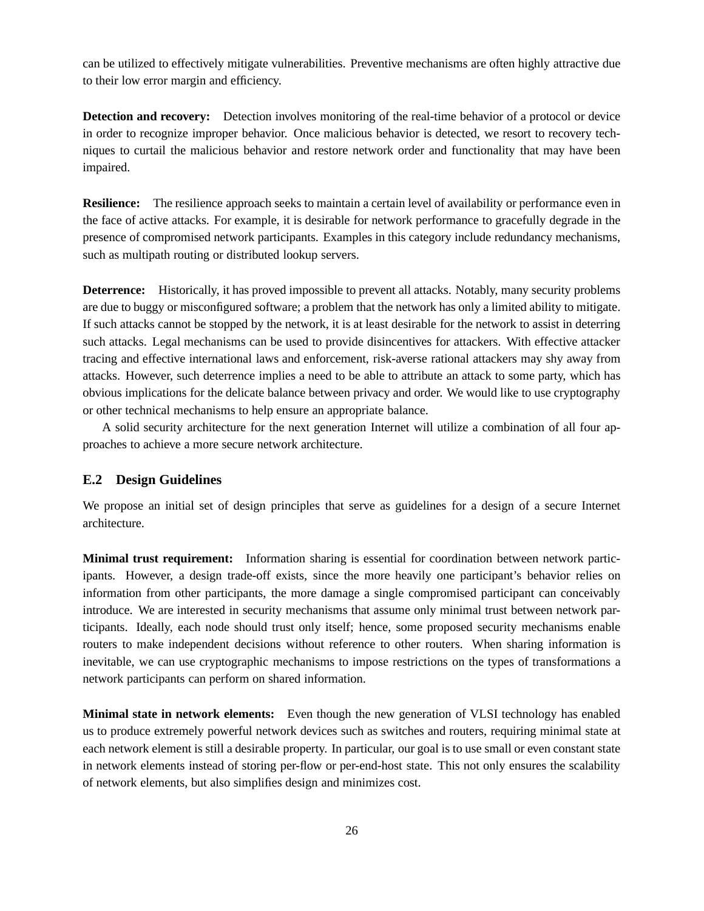can be utilized to effectively mitigate vulnerabilities. Preventive mechanisms are often highly attractive due to their low error margin and efficiency.

**Detection and recovery:** Detection involves monitoring of the real-time behavior of a protocol or device in order to recognize improper behavior. Once malicious behavior is detected, we resort to recovery techniques to curtail the malicious behavior and restore network order and functionality that may have been impaired.

**Resilience:** The resilience approach seeks to maintain a certain level of availability or performance even in the face of active attacks. For example, it is desirable for network performance to gracefully degrade in the presence of compromised network participants. Examples in this category include redundancy mechanisms, such as multipath routing or distributed lookup servers.

**Deterrence:** Historically, it has proved impossible to prevent all attacks. Notably, many security problems are due to buggy or misconfigured software; a problem that the network has only a limited ability to mitigate. If such attacks cannot be stopped by the network, it is at least desirable for the network to assist in deterring such attacks. Legal mechanisms can be used to provide disincentives for attackers. With effective attacker tracing and effective international laws and enforcement, risk-averse rational attackers may shy away from attacks. However, such deterrence implies a need to be able to attribute an attack to some party, which has obvious implications for the delicate balance between privacy and order. We would like to use cryptography or other technical mechanisms to help ensure an appropriate balance.

A solid security architecture for the next generation Internet will utilize a combination of all four approaches to achieve a more secure network architecture.

### E.2 Design Guidelines

We propose an initial set of design principles that serve as guidelines for a design of a secure Internet architecture.

**Minimal trust requirement:** Information sharing is essential for coordination between network participants. However, a design trade-off exists, since the more heavily one participant's behavior relies on information from other participants, the more damage a single compromised participant can conceivably introduce. We are interested in security mechanisms that assume only minimal trust between network participants. Ideally, each node should trust only itself; hence, some proposed security mechanisms enable routers to make independent decisions without reference to other routers. When sharing information is inevitable, we can use cryptographic mechanisms to impose restrictions on the types of transformations a network participants can perform on shared information.

**Minimal state in network elements:** Even though the new generation of VLSI technology has enabled us to produce extremely powerful network devices such as switches and routers, requiring minimal state at each network element is still a desirable property. In particular, our goal is to use small or even constant state in network elements instead of storing per-flow or per-end-host state. This not only ensures the scalability of network elements, but also simplifies design and minimizes cost.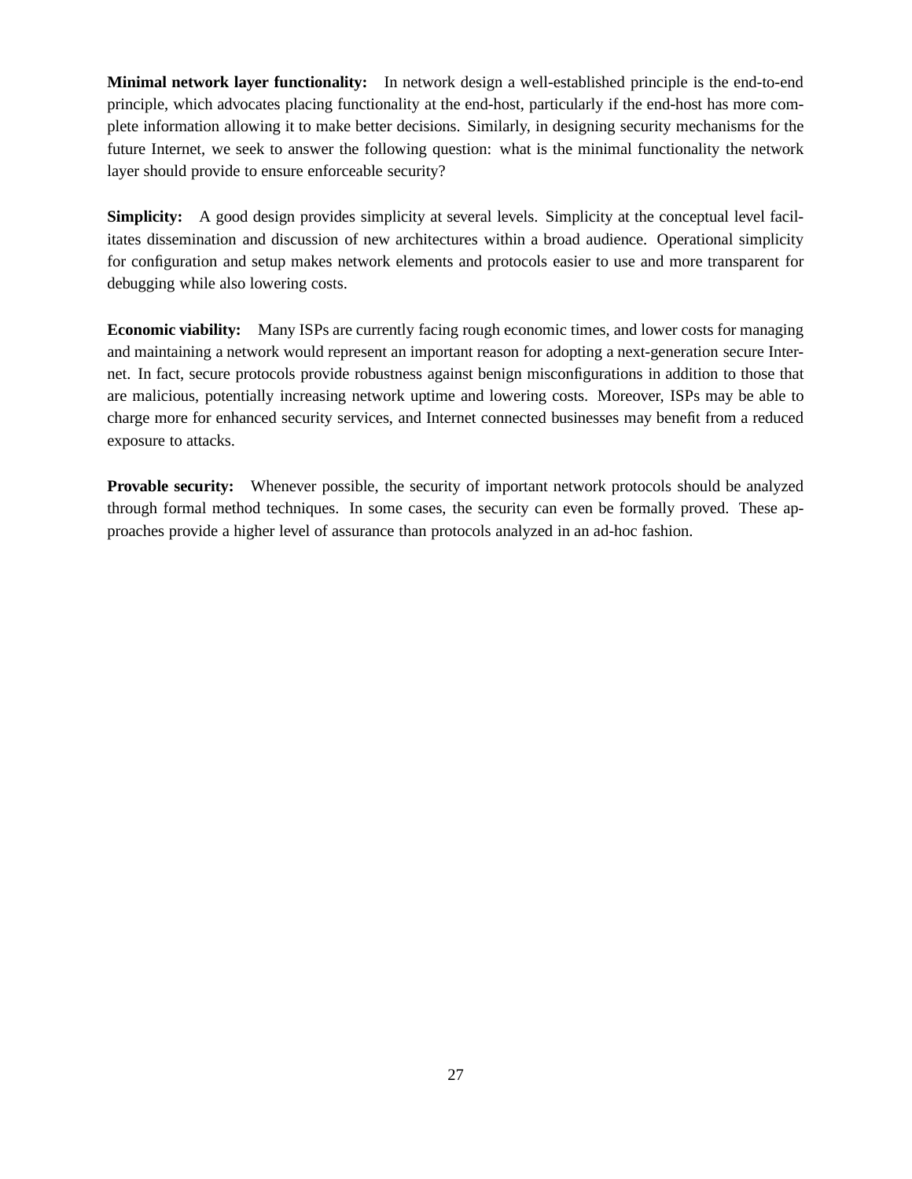**Minimal network layer functionality:** In network design a well-established principle is the end-to-end principle, which advocates placing functionality at the end-host, particularly if the end-host has more complete information allowing it to make better decisions. Similarly, in designing security mechanisms for the future Internet, we seek to answer the following question: what is the minimal functionality the network layer should provide to ensure enforceable security?

**Simplicity:** A good design provides simplicity at several levels. Simplicity at the conceptual level facilitates dissemination and discussion of new architectures within a broad audience. Operational simplicity for configuration and setup makes network elements and protocols easier to use and more transparent for debugging while also lowering costs.

**Economic viability:** Many ISPs are currently facing rough economic times, and lower costs for managing and maintaining a network would represent an important reason for adopting a next-generation secure Internet. In fact, secure protocols provide robustness against benign misconfigurations in addition to those that are malicious, potentially increasing network uptime and lowering costs. Moreover, ISPs may be able to charge more for enhanced security services, and Internet connected businesses may benefit from a reduced exposure to attacks.

**Provable security:** Whenever possible, the security of important network protocols should be analyzed through formal method techniques. In some cases, the security can even be formally proved. These approaches provide a higher level of assurance than protocols analyzed in an ad-hoc fashion.